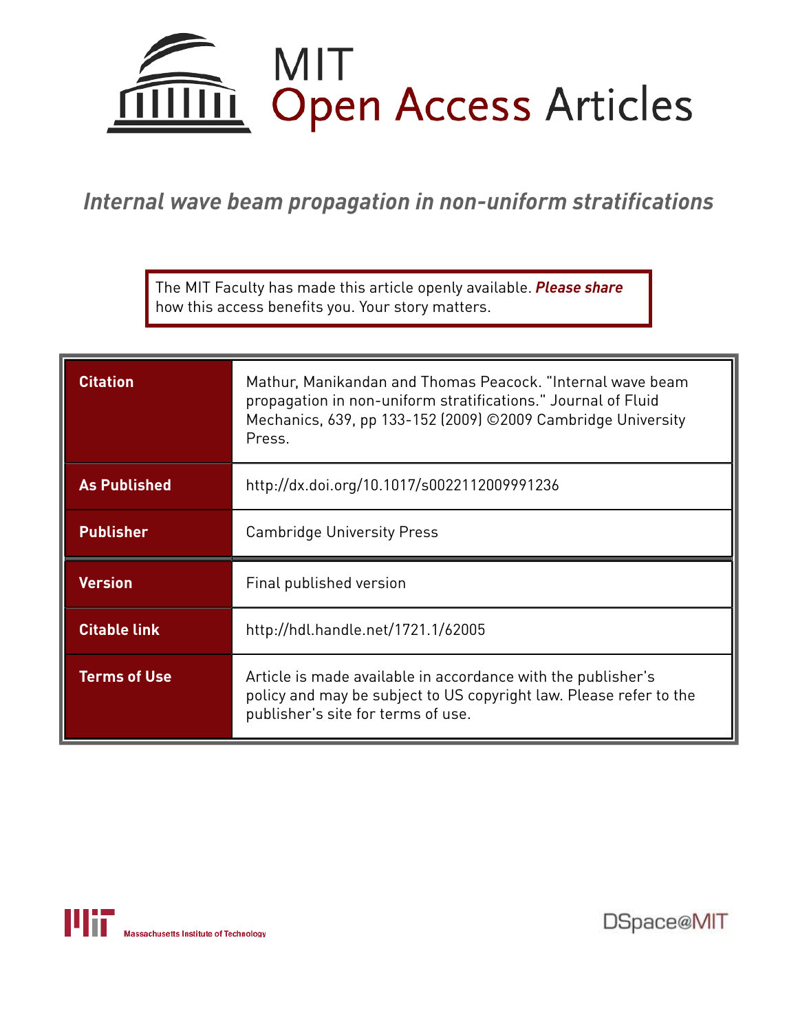# MIT Open Access Articles

## *Internal wave beam propagation in non-uniform stratifications*

The MIT Faculty has made this article openly available. ***Please share*** how this access benefits you. Your story matters.

| | |
|---|---|
| **Citation** | Mathur, Manikandan and Thomas Peacock. "Internal wave beam propagation in non-uniform stratifications." Journal of Fluid Mechanics, 639, pp 133-152 (2009) ©2009 Cambridge University Press. |
| **As Published** | http://dx.doi.org/10.1017/s0022112009991236 |
| **Publisher** | Cambridge University Press |
| **Version** | Final published version |
| **Citable link** | http://hdl.handle.net/1721.1/62005 |
| **Terms of Use** | Article is made available in accordance with the publisher's policy and may be subject to US copyright law. Please refer to the publisher's site for terms of use. |

Massachusetts Institute of Technology

DSpace@MIT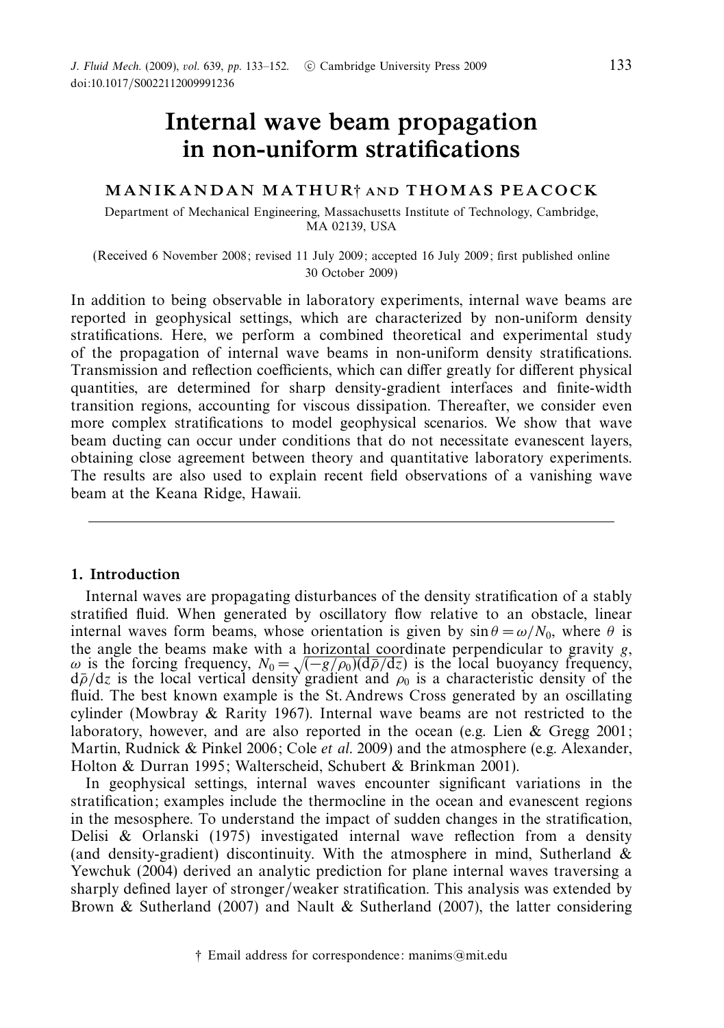# Internal wave beam propagation in non-uniform stratifications

**MANIKANDAN MATHUR† AND THOMAS PEACOCK**

Department of Mechanical Engineering, Massachusetts Institute of Technology, Cambridge, MA 02139, USA

(Received 6 November 2008; revised 11 July 2009; accepted 16 July 2009; first published online 30 October 2009)

In addition to being observable in laboratory experiments, internal wave beams are reported in geophysical settings, which are characterized by non-uniform density stratifications. Here, we perform a combined theoretical and experimental study of the propagation of internal wave beams in non-uniform density stratifications. Transmission and reflection coefficients, which can differ greatly for different physical quantities, are determined for sharp density-gradient interfaces and finite-width transition regions, accounting for viscous dissipation. Thereafter, we consider even more complex stratifications to model geophysical scenarios. We show that wave beam ducting can occur under conditions that do not necessitate evanescent layers, obtaining close agreement between theory and quantitative laboratory experiments. The results are also used to explain recent field observations of a vanishing wave beam at the Keana Ridge, Hawaii.

## 1. Introduction

Internal waves are propagating disturbances of the density stratification of a stably stratified fluid. When generated by oscillatory flow relative to an obstacle, linear internal waves form beams, whose orientation is given by $\sin\theta = \omega/N_0$, where $\theta$ is the angle the beams make with a horizontal coordinate perpendicular to gravity $g$, $\omega$ is the forcing frequency, $N_0 = \sqrt{(-g/\rho_0)(\mathrm{d}\bar{\rho}/\mathrm{d}z)}$ is the local buoyancy frequency, $\mathrm{d}\bar{\rho}/\mathrm{d}z$ is the local vertical density gradient and $\rho_0$ is a characteristic density of the fluid. The best known example is the St. Andrews Cross generated by an oscillating cylinder (Mowbray & Rarity 1967). Internal wave beams are not restricted to the laboratory, however, and are also reported in the ocean (e.g. Lien & Gregg 2001; Martin, Rudnick & Pinkel 2006; Cole *et al.* 2009) and the atmosphere (e.g. Alexander, Holton & Durran 1995; Walterscheid, Schubert & Brinkman 2001).

In geophysical settings, internal waves encounter significant variations in the stratification; examples include the thermocline in the ocean and evanescent regions in the mesosphere. To understand the impact of sudden changes in the stratification, Delisi & Orlanski (1975) investigated internal wave reflection from a density (and density-gradient) discontinuity. With the atmosphere in mind, Sutherland & Yewchuk (2004) derived an analytic prediction for plane internal waves traversing a sharply defined layer of stronger/weaker stratification. This analysis was extended by Brown & Sutherland (2007) and Nault & Sutherland (2007), the latter considering

† Email address for correspondence: manims@mit.edu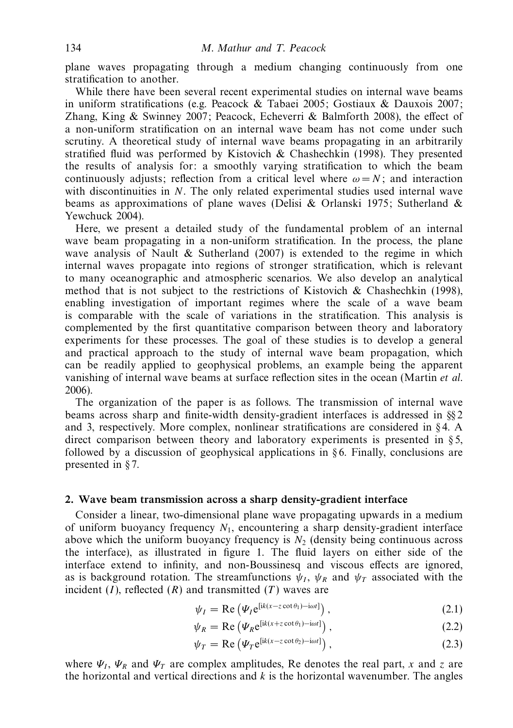plane waves propagating through a medium changing continuously from one stratification to another.

While there have been several recent experimental studies on internal wave beams in uniform stratifications (e.g. Peacock & Tabaei 2005; Gostiaux & Dauxois 2007; Zhang, King & Swinney 2007; Peacock, Echeverri & Balmforth 2008), the effect of a non-uniform stratification on an internal wave beam has not come under such scrutiny. A theoretical study of internal wave beams propagating in an arbitrarily stratified fluid was performed by Kistovich & Chashechkin (1998). They presented the results of analysis for: a smoothly varying stratification to which the beam continuously adjusts; reflection from a critical level where $\omega = N$; and interaction with discontinuities in $N$. The only related experimental studies used internal wave beams as approximations of plane waves (Delisi & Orlanski 1975; Sutherland & Yewchuck 2004).

Here, we present a detailed study of the fundamental problem of an internal wave beam propagating in a non-uniform stratification. In the process, the plane wave analysis of Nault & Sutherland (2007) is extended to the regime in which internal waves propagate into regions of stronger stratification, which is relevant to many oceanographic and atmospheric scenarios. We also develop an analytical method that is not subject to the restrictions of Kistovich & Chashechkin (1998), enabling investigation of important regimes where the scale of a wave beam is comparable with the scale of variations in the stratification. This analysis is complemented by the first quantitative comparison between theory and laboratory experiments for these processes. The goal of these studies is to develop a general and practical approach to the study of internal wave beam propagation, which can be readily applied to geophysical problems, an example being the apparent vanishing of internal wave beams at surface reflection sites in the ocean (Martin *et al.* 2006).

The organization of the paper is as follows. The transmission of internal wave beams across sharp and finite-width density-gradient interfaces is addressed in §§ 2 and 3, respectively. More complex, nonlinear stratifications are considered in § 4. A direct comparison between theory and laboratory experiments is presented in § 5, followed by a discussion of geophysical applications in § 6. Finally, conclusions are presented in § 7.

## 2. Wave beam transmission across a sharp density-gradient interface

Consider a linear, two-dimensional plane wave propagating upwards in a medium of uniform buoyancy frequency $N_1$, encountering a sharp density-gradient interface above which the uniform buoyancy frequency is $N_2$ (density being continuous across the interface), as illustrated in figure 1. The fluid layers on either side of the interface extend to infinity, and non-Boussinesq and viscous effects are ignored, as is background rotation. The streamfunctions $\psi_I$, $\psi_R$ and $\psi_T$ associated with the incident ($I$), reflected ($R$) and transmitted ($T$) waves are

$$\psi_I = \mathrm{Re}\left(\Psi_I \mathrm{e}^{[\mathrm{i}k(x - z\cot\theta_1) - \mathrm{i}\omega t]}\right), \tag{2.1}$$

$$\psi_R = \mathrm{Re}\left(\Psi_R \mathrm{e}^{[\mathrm{i}k(x + z\cot\theta_1) - \mathrm{i}\omega t]}\right), \tag{2.2}$$

$$\psi_T = \mathrm{Re}\left(\Psi_T \mathrm{e}^{[\mathrm{i}k(x - z\cot\theta_2) - \mathrm{i}\omega t]}\right), \tag{2.3}$$

where $\Psi_I$, $\Psi_R$ and $\Psi_T$ are complex amplitudes, Re denotes the real part, $x$ and $z$ are the horizontal and vertical directions and $k$ is the horizontal wavenumber. The angles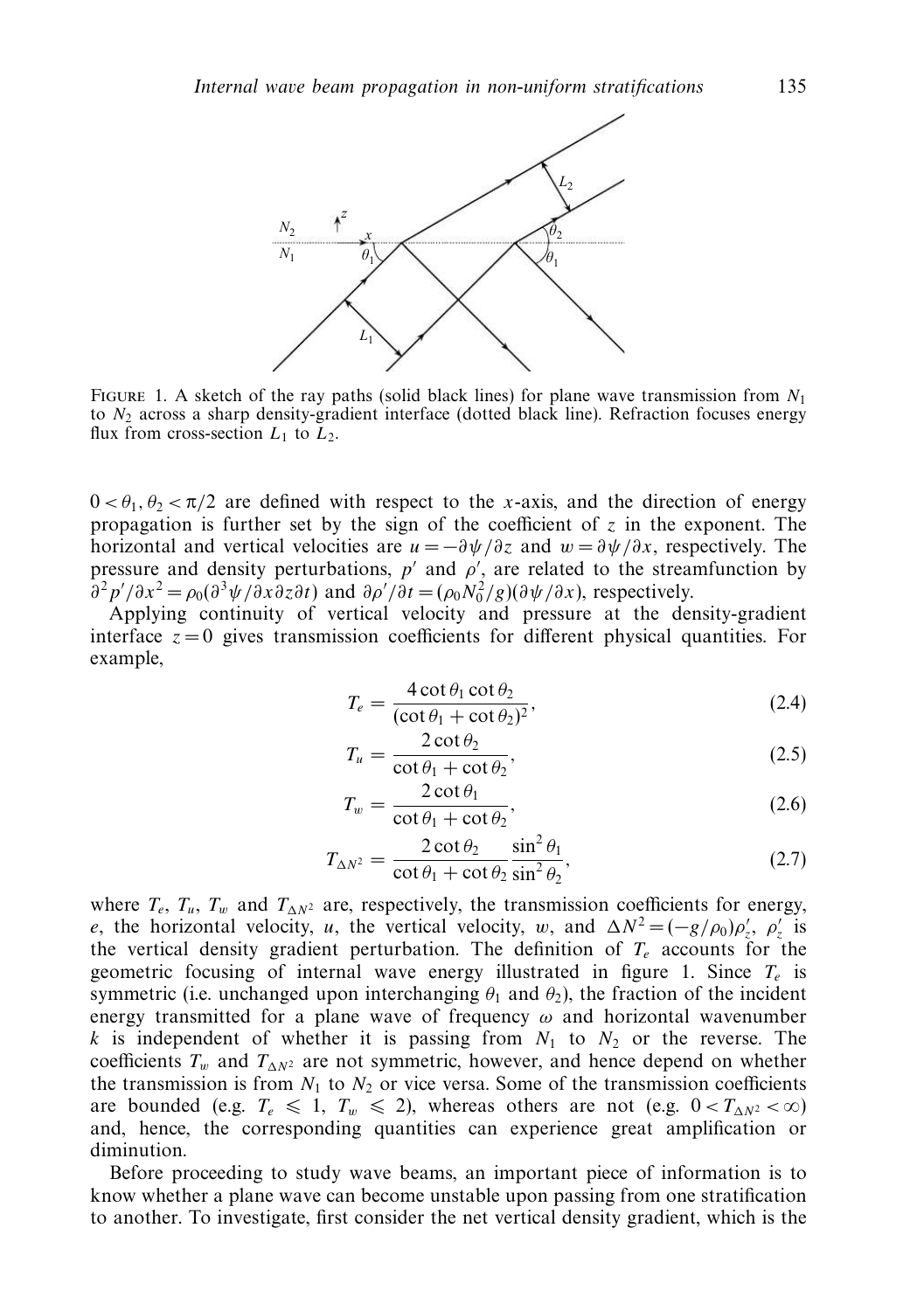FIGURE 1. A sketch of the ray paths (solid black lines) for plane wave transmission from $N_1$ to $N_2$ across a sharp density-gradient interface (dotted black line). Refraction focuses energy flux from cross-section $L_1$ to $L_2$.

$0 < \theta_1, \theta_2 < \pi/2$ are defined with respect to the $x$-axis, and the direction of energy propagation is further set by the sign of the coefficient of $z$ in the exponent. The horizontal and vertical velocities are $u = -\partial\psi/\partial z$ and $w = \partial\psi/\partial x$, respectively. The pressure and density perturbations, $p'$ and $\rho'$, are related to the streamfunction by $\partial^2 p'/\partial x^2 = \rho_0(\partial^3\psi/\partial x\partial z\partial t)$ and $\partial\rho'/\partial t = (\rho_0 N_0^2/g)(\partial\psi/\partial x)$, respectively.

Applying continuity of vertical velocity and pressure at the density-gradient interface $z = 0$ gives transmission coefficients for different physical quantities. For example,

$$T_e = \frac{4\cot\theta_1\cot\theta_2}{(\cot\theta_1 + \cot\theta_2)^2}, \tag{2.4}$$

$$T_u = \frac{2\cot\theta_2}{\cot\theta_1 + \cot\theta_2}, \tag{2.5}$$

$$T_w = \frac{2\cot\theta_1}{\cot\theta_1 + \cot\theta_2}, \tag{2.6}$$

$$T_{\Delta N^2} = \frac{2\cot\theta_2}{\cot\theta_1 + \cot\theta_2}\frac{\sin^2\theta_1}{\sin^2\theta_2}, \tag{2.7}$$

where $T_e$, $T_u$, $T_w$ and $T_{\Delta N^2}$ are, respectively, the transmission coefficients for energy, $e$, the horizontal velocity, $u$, the vertical velocity, $w$, and $\Delta N^2 = (-g/\rho_0)\rho'_z$, $\rho'_z$ is the vertical density gradient perturbation. The definition of $T_e$ accounts for the geometric focusing of internal wave energy illustrated in figure 1. Since $T_e$ is symmetric (i.e. unchanged upon interchanging $\theta_1$ and $\theta_2$), the fraction of the incident energy transmitted for a plane wave of frequency $\omega$ and horizontal wavenumber $k$ is independent of whether it is passing from $N_1$ to $N_2$ or the reverse. The coefficients $T_w$ and $T_{\Delta N^2}$ are not symmetric, however, and hence depend on whether the transmission is from $N_1$ to $N_2$ or vice versa. Some of the transmission coefficients are bounded (e.g. $T_e \leqslant 1$, $T_w \leqslant 2$), whereas others are not (e.g. $0 < T_{\Delta N^2} < \infty$) and, hence, the corresponding quantities can experience great amplification or diminution.

Before proceeding to study wave beams, an important piece of information is to know whether a plane wave can become unstable upon passing from one stratification to another. To investigate, first consider the net vertical density gradient, which is the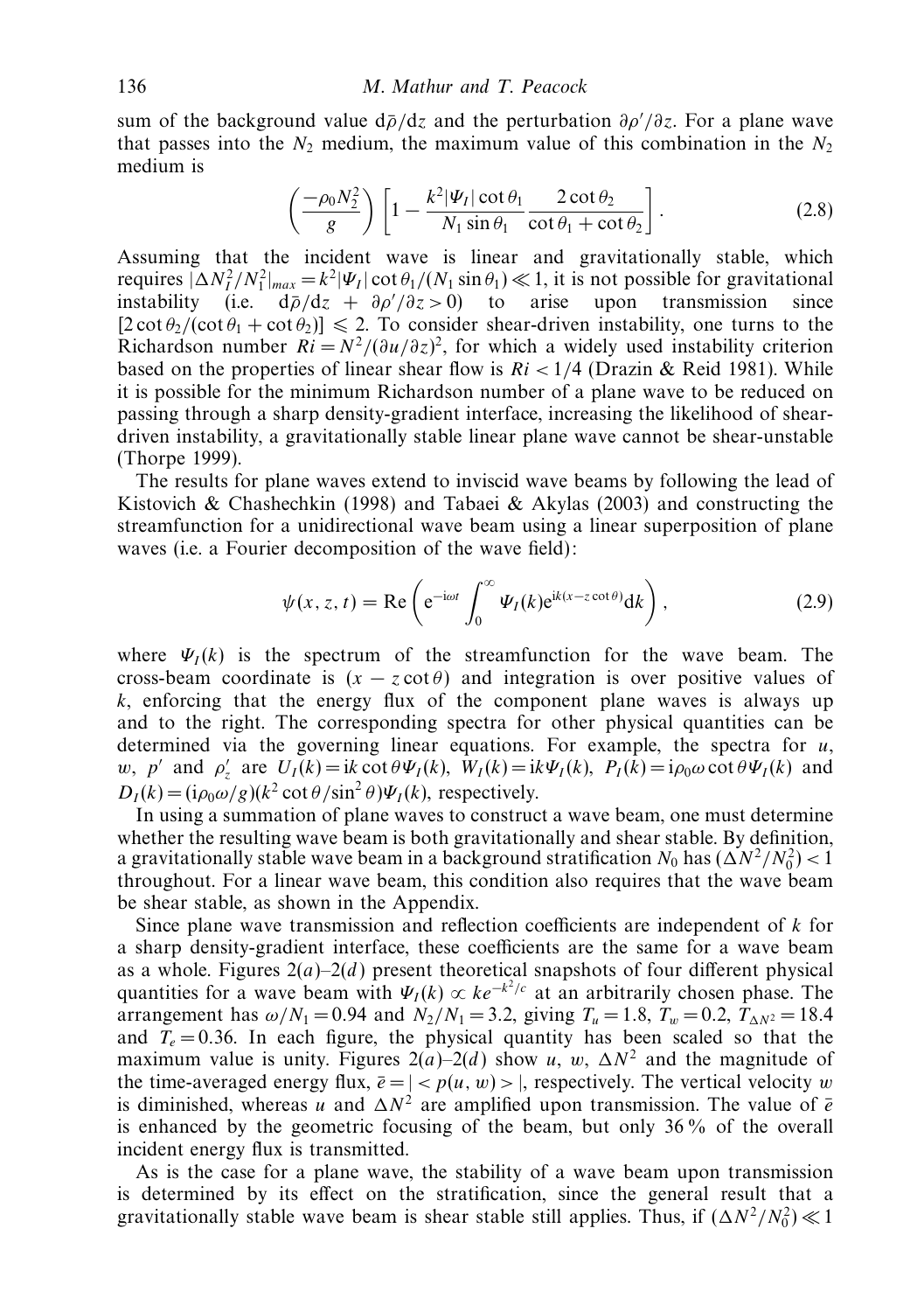sum of the background value $\mathrm{d}\bar{\rho}/\mathrm{d}z$ and the perturbation $\partial\rho'/\partial z$. For a plane wave that passes into the $N_2$ medium, the maximum value of this combination in the $N_2$ medium is

$$\left(\frac{-\rho_0 N_2^2}{g}\right)\left[1 - \frac{k^2|\Psi_I|\cot\theta_1}{N_1\sin\theta_1}\frac{2\cot\theta_2}{\cot\theta_1+\cot\theta_2}\right]. \tag{2.8}$$

Assuming that the incident wave is linear and gravitationally stable, which requires $|\Delta N_I^2/N_1^2|_{max} = k^2|\Psi_I|\cot\theta_1/(N_1\sin\theta_1) \ll 1$, it is not possible for gravitational instability (i.e. $\mathrm{d}\bar{\rho}/\mathrm{d}z + \partial\rho'/\partial z > 0$) to arise upon transmission since $[2\cot\theta_2/(\cot\theta_1+\cot\theta_2)] \leqslant 2$. To consider shear-driven instability, one turns to the Richardson number $Ri = N^2/(\partial u/\partial z)^2$, for which a widely used instability criterion based on the properties of linear shear flow is $Ri < 1/4$ (Drazin & Reid 1981). While it is possible for the minimum Richardson number of a plane wave to be reduced on passing through a sharp density-gradient interface, increasing the likelihood of shear-driven instability, a gravitationally stable linear plane wave cannot be shear-unstable (Thorpe 1999).

The results for plane waves extend to inviscid wave beams by following the lead of Kistovich & Chashechkin (1998) and Tabaei & Akylas (2003) and constructing the streamfunction for a unidirectional wave beam using a linear superposition of plane waves (i.e. a Fourier decomposition of the wave field):

$$\psi(x,z,t) = \mathrm{Re}\left(\mathrm{e}^{-\mathrm{i}\omega t}\int_0^\infty \Psi_I(k)\mathrm{e}^{\mathrm{i}k(x-z\cot\theta)}\mathrm{d}k\right), \tag{2.9}$$

where $\Psi_I(k)$ is the spectrum of the streamfunction for the wave beam. The cross-beam coordinate is $(x - z\cot\theta)$ and integration is over positive values of $k$, enforcing that the energy flux of the component plane waves is always up and to the right. The corresponding spectra for other physical quantities can be determined via the governing linear equations. For example, the spectra for $u$, $w$, $p'$ and $\rho_z'$ are $U_I(k) = \mathrm{i}k\cot\theta\Psi_I(k)$, $W_I(k) = \mathrm{i}k\Psi_I(k)$, $P_I(k) = \mathrm{i}\rho_0\omega\cot\theta\Psi_I(k)$ and $D_I(k) = (\mathrm{i}\rho_0\omega/g)(k^2\cot\theta/\sin^2\theta)\Psi_I(k)$, respectively.

In using a summation of plane waves to construct a wave beam, one must determine whether the resulting wave beam is both gravitationally and shear stable. By definition, a gravitationally stable wave beam in a background stratification $N_0$ has $(\Delta N^2/N_0^2) < 1$ throughout. For a linear wave beam, this condition also requires that the wave beam be shear stable, as shown in the Appendix.

Since plane wave transmission and reflection coefficients are independent of $k$ for a sharp density-gradient interface, these coefficients are the same for a wave beam as a whole. Figures 2(*a*)–2(*d*) present theoretical snapshots of four different physical quantities for a wave beam with $\Psi_I(k) \propto ke^{-k^2/c}$ at an arbitrarily chosen phase. The arrangement has $\omega/N_1 = 0.94$ and $N_2/N_1 = 3.2$, giving $T_u = 1.8$, $T_w = 0.2$, $T_{\Delta N^2} = 18.4$ and $T_e = 0.36$. In each figure, the physical quantity has been scaled so that the maximum value is unity. Figures 2(*a*)–2(*d*) show $u$, $w$, $\Delta N^2$ and the magnitude of the time-averaged energy flux, $\bar{e} = |<p(u,w)>|$, respectively. The vertical velocity $w$ is diminished, whereas $u$ and $\Delta N^2$ are amplified upon transmission. The value of $\bar{e}$ is enhanced by the geometric focusing of the beam, but only 36 % of the overall incident energy flux is transmitted.

As is the case for a plane wave, the stability of a wave beam upon transmission is determined by its effect on the stratification, since the general result that a gravitationally stable wave beam is shear stable still applies. Thus, if $(\Delta N^2/N_0^2) \ll 1$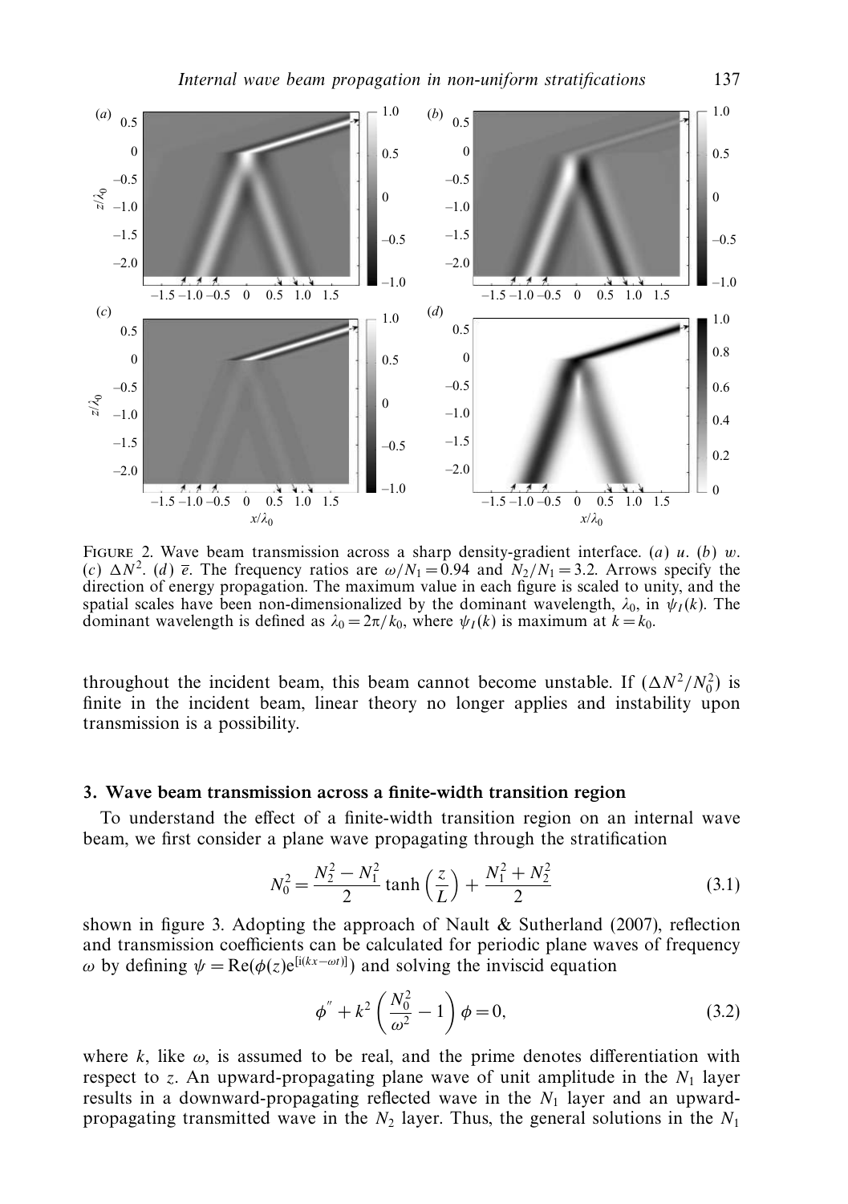FIGURE 2. Wave beam transmission across a sharp density-gradient interface. (*a*) $u$. (*b*) $w$. (*c*) $\Delta N^2$. (*d*) $\overline{e}$. The frequency ratios are $\omega/N_1 = 0.94$ and $N_2/N_1 = 3.2$. Arrows specify the direction of energy propagation. The maximum value in each figure is scaled to unity, and the spatial scales have been non-dimensionalized by the dominant wavelength, $\lambda_0$, in $\psi_I(k)$. The dominant wavelength is defined as $\lambda_0 = 2\pi/k_0$, where $\psi_I(k)$ is maximum at $k = k_0$.

throughout the incident beam, this beam cannot become unstable. If $(\Delta N^2/N_0^2)$ is finite in the incident beam, linear theory no longer applies and instability upon transmission is a possibility.

## 3. Wave beam transmission across a finite-width transition region

To understand the effect of a finite-width transition region on an internal wave beam, we first consider a plane wave propagating through the stratification

$$N_0^2 = \frac{N_2^2 - N_1^2}{2}\tanh\left(\frac{z}{L}\right) + \frac{N_1^2 + N_2^2}{2} \tag{3.1}$$

shown in figure 3. Adopting the approach of Nault & Sutherland (2007), reflection and transmission coefficients can be calculated for periodic plane waves of frequency $\omega$ by defining $\psi = \mathrm{Re}(\phi(z)\mathrm{e}^{[\mathrm{i}(kx-\omega t)]})$ and solving the inviscid equation

$$\phi'' + k^2\left(\frac{N_0^2}{\omega^2} - 1\right)\phi = 0, \tag{3.2}$$

where $k$, like $\omega$, is assumed to be real, and the prime denotes differentiation with respect to $z$. An upward-propagating plane wave of unit amplitude in the $N_1$ layer results in a downward-propagating reflected wave in the $N_1$ layer and an upward-propagating transmitted wave in the $N_2$ layer. Thus, the general solutions in the $N_1$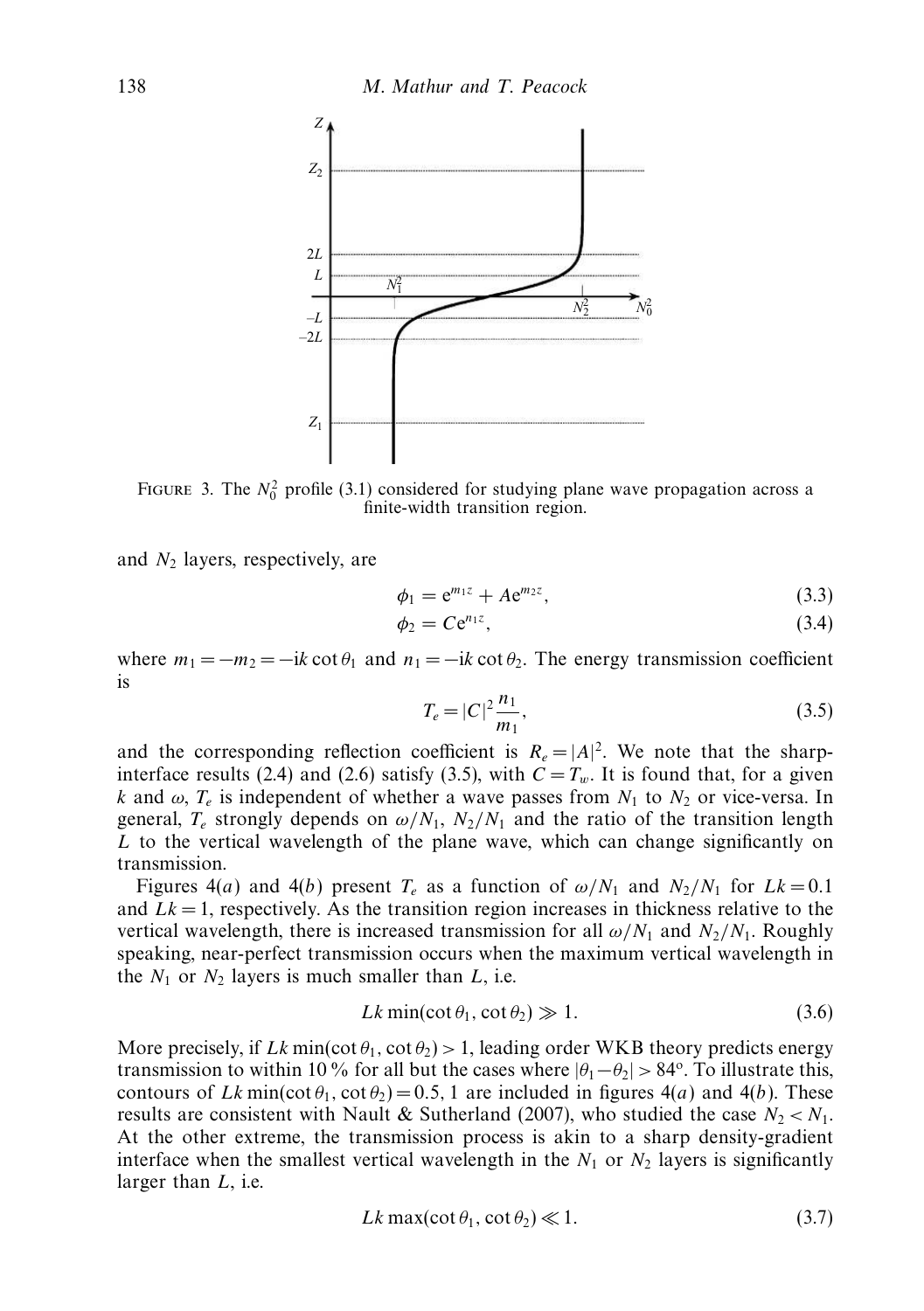FIGURE 3. The $N_0^2$ profile (3.1) considered for studying plane wave propagation across a finite-width transition region.

and $N_2$ layers, respectively, are

$$\phi_1 = e^{m_1 z} + A e^{m_2 z}, \tag{3.3}$$

$$\phi_2 = C e^{n_1 z}, \tag{3.4}$$

where $m_1 = -m_2 = -ik \cot\theta_1$ and $n_1 = -ik \cot\theta_2$. The energy transmission coefficient is

$$T_e = |C|^2 \frac{n_1}{m_1}, \tag{3.5}$$

and the corresponding reflection coefficient is $R_e = |A|^2$. We note that the sharp-interface results (2.4) and (2.6) satisfy (3.5), with $C = T_w$. It is found that, for a given $k$ and $\omega$, $T_e$ is independent of whether a wave passes from $N_1$ to $N_2$ or vice-versa. In general, $T_e$ strongly depends on $\omega/N_1$, $N_2/N_1$ and the ratio of the transition length $L$ to the vertical wavelength of the plane wave, which can change significantly on transmission.

Figures 4(*a*) and 4(*b*) present $T_e$ as a function of $\omega/N_1$ and $N_2/N_1$ for $Lk = 0.1$ and $Lk = 1$, respectively. As the transition region increases in thickness relative to the vertical wavelength, there is increased transmission for all $\omega/N_1$ and $N_2/N_1$. Roughly speaking, near-perfect transmission occurs when the maximum vertical wavelength in the $N_1$ or $N_2$ layers is much smaller than $L$, i.e.

$$Lk \min(\cot\theta_1, \cot\theta_2) \gg 1. \tag{3.6}$$

More precisely, if $Lk \min(\cot\theta_1, \cot\theta_2) > 1$, leading order WKB theory predicts energy transmission to within 10 % for all but the cases where $|\theta_1 - \theta_2| > 84^{\circ}$. To illustrate this, contours of $Lk \min(\cot\theta_1, \cot\theta_2) = 0.5, 1$ are included in figures 4(*a*) and 4(*b*). These results are consistent with Nault & Sutherland (2007), who studied the case $N_2 < N_1$. At the other extreme, the transmission process is akin to a sharp density-gradient interface when the smallest vertical wavelength in the $N_1$ or $N_2$ layers is significantly larger than $L$, i.e.

$$Lk \max(\cot\theta_1, \cot\theta_2) \ll 1. \tag{3.7}$$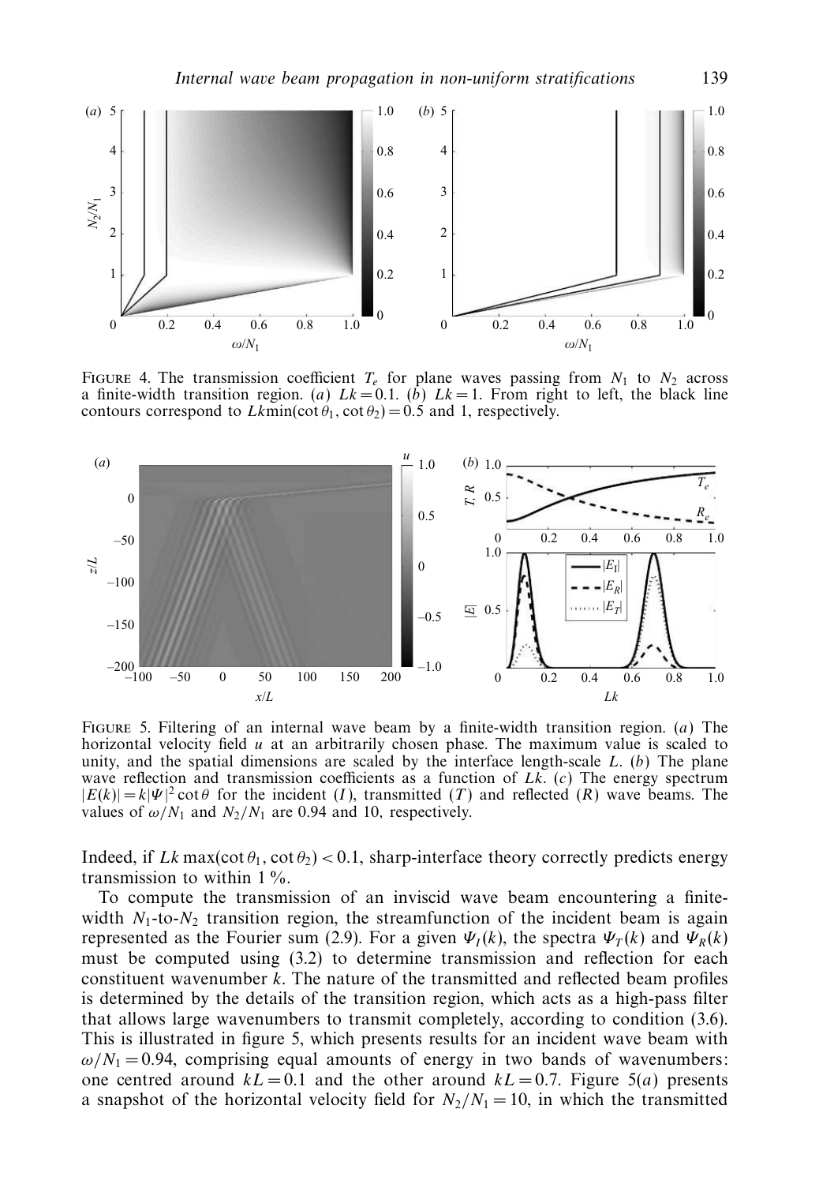FIGURE 4. The transmission coefficient $T_e$ for plane waves passing from $N_1$ to $N_2$ across a finite-width transition region. (*a*) $Lk = 0.1$. (*b*) $Lk = 1$. From right to left, the black line contours correspond to $Lk \min(\cot\theta_1, \cot\theta_2) = 0.5$ and 1, respectively.

FIGURE 5. Filtering of an internal wave beam by a finite-width transition region. (*a*) The horizontal velocity field $u$ at an arbitrarily chosen phase. The maximum value is scaled to unity, and the spatial dimensions are scaled by the interface length-scale $L$. (*b*) The plane wave reflection and transmission coefficients as a function of $Lk$. (*c*) The energy spectrum $|E(k)| = k|\Psi|^2 \cot\theta$ for the incident ($I$), transmitted ($T$) and reflected ($R$) wave beams. The values of $\omega/N_1$ and $N_2/N_1$ are 0.94 and 10, respectively.

Indeed, if $Lk \max(\cot\theta_1, \cot\theta_2) < 0.1$, sharp-interface theory correctly predicts energy transmission to within 1 %.

To compute the transmission of an inviscid wave beam encountering a finite-width $N_1$-to-$N_2$ transition region, the streamfunction of the incident beam is again represented as the Fourier sum (2.9). For a given $\Psi_I(k)$, the spectra $\Psi_T(k)$ and $\Psi_R(k)$ must be computed using (3.2) to determine transmission and reflection for each constituent wavenumber $k$. The nature of the transmitted and reflected beam profiles is determined by the details of the transition region, which acts as a high-pass filter that allows large wavenumbers to transmit completely, according to condition (3.6). This is illustrated in figure 5, which presents results for an incident wave beam with $\omega/N_1 = 0.94$, comprising equal amounts of energy in two bands of wavenumbers: one centred around $kL = 0.1$ and the other around $kL = 0.7$. Figure 5(*a*) presents a snapshot of the horizontal velocity field for $N_2/N_1 = 10$, in which the transmitted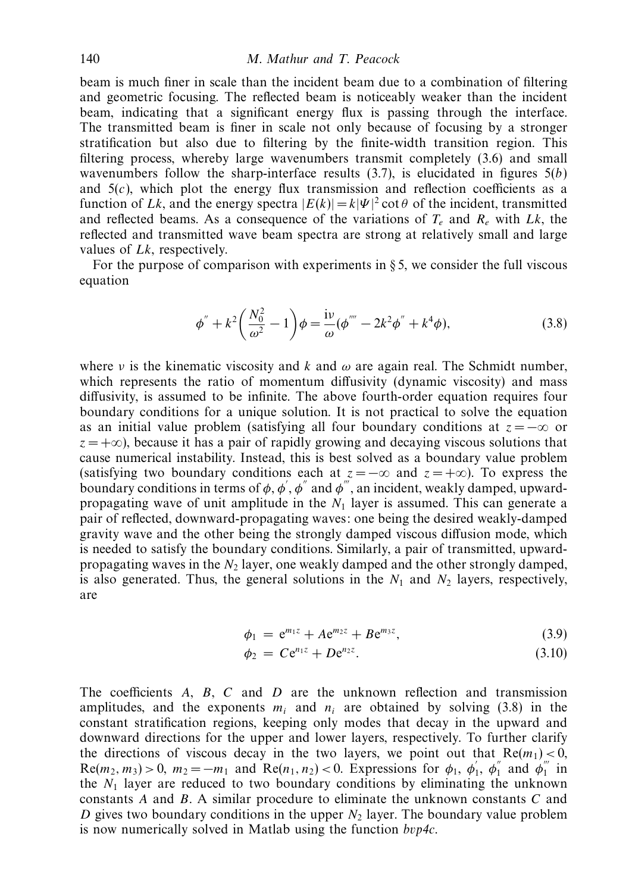beam is much finer in scale than the incident beam due to a combination of filtering and geometric focusing. The reflected beam is noticeably weaker than the incident beam, indicating that a significant energy flux is passing through the interface. The transmitted beam is finer in scale not only because of focusing by a stronger stratification but also due to filtering by the finite-width transition region. This filtering process, whereby large wavenumbers transmit completely (3.6) and small wavenumbers follow the sharp-interface results (3.7), is elucidated in figures 5(*b*) and 5(*c*), which plot the energy flux transmission and reflection coefficients as a function of $Lk$, and the energy spectra $|E(k)| = k|\Psi|^2 \cot\theta$ of the incident, transmitted and reflected beams. As a consequence of the variations of $T_e$ and $R_e$ with $Lk$, the reflected and transmitted wave beam spectra are strong at relatively small and large values of $Lk$, respectively.

For the purpose of comparison with experiments in § 5, we consider the full viscous equation

$$\phi'' + k^2\left(\frac{N_0^2}{\omega^2} - 1\right)\phi = \frac{\mathrm{i}\nu}{\omega}(\phi'''' - 2k^2\phi'' + k^4\phi), \tag{3.8}$$

where $\nu$ is the kinematic viscosity and $k$ and $\omega$ are again real. The Schmidt number, which represents the ratio of momentum diffusivity (dynamic viscosity) and mass diffusivity, is assumed to be infinite. The above fourth-order equation requires four boundary conditions for a unique solution. It is not practical to solve the equation as an initial value problem (satisfying all four boundary conditions at $z = -\infty$ or $z = +\infty$), because it has a pair of rapidly growing and decaying viscous solutions that cause numerical instability. Instead, this is best solved as a boundary value problem (satisfying two boundary conditions each at $z = -\infty$ and $z = +\infty$). To express the boundary conditions in terms of $\phi, \phi', \phi''$ and $\phi'''$, an incident, weakly damped, upward-propagating wave of unit amplitude in the $N_1$ layer is assumed. This can generate a pair of reflected, downward-propagating waves: one being the desired weakly-damped gravity wave and the other being the strongly damped viscous diffusion mode, which is needed to satisfy the boundary conditions. Similarly, a pair of transmitted, upward-propagating waves in the $N_2$ layer, one weakly damped and the other strongly damped, is also generated. Thus, the general solutions in the $N_1$ and $N_2$ layers, respectively, are

$$\phi_1 = \mathrm{e}^{m_1 z} + A\mathrm{e}^{m_2 z} + B\mathrm{e}^{m_3 z}, \tag{3.9}$$

$$\phi_2 = C\mathrm{e}^{n_1 z} + D\mathrm{e}^{n_2 z}. \tag{3.10}$$

The coefficients $A$, $B$, $C$ and $D$ are the unknown reflection and transmission amplitudes, and the exponents $m_i$ and $n_i$ are obtained by solving (3.8) in the constant stratification regions, keeping only modes that decay in the upward and downward directions for the upper and lower layers, respectively. To further clarify the directions of viscous decay in the two layers, we point out that $\mathrm{Re}(m_1) < 0$, $\mathrm{Re}(m_2, m_3) > 0$, $m_2 = -m_1$ and $\mathrm{Re}(n_1, n_2) < 0$. Expressions for $\phi_1$, $\phi_1'$, $\phi_1''$ and $\phi_1'''$ in the $N_1$ layer are reduced to two boundary conditions by eliminating the unknown constants $A$ and $B$. A similar procedure to eliminate the unknown constants $C$ and $D$ gives two boundary conditions in the upper $N_2$ layer. The boundary value problem is now numerically solved in Matlab using the function *bvp4c*.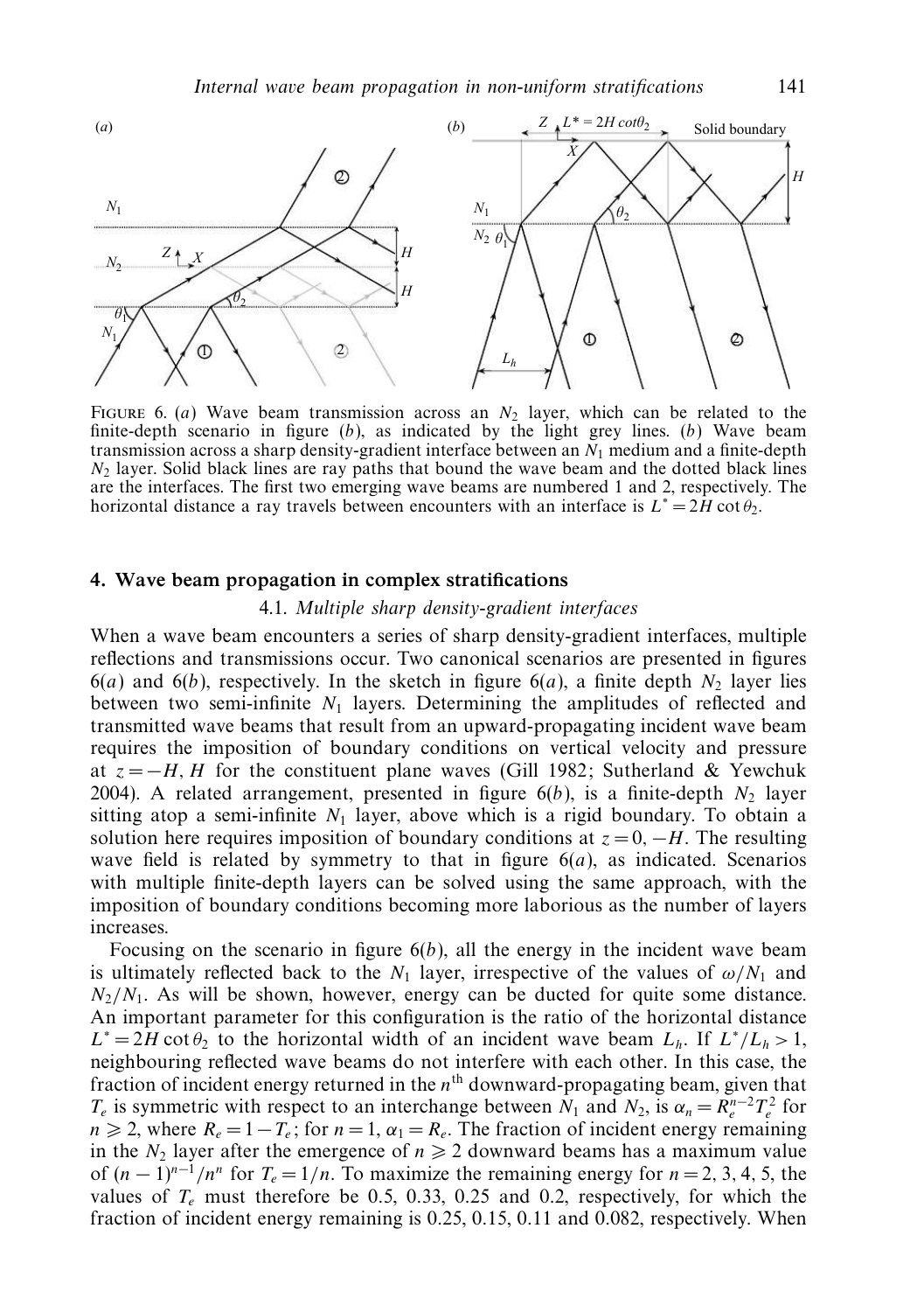FIGURE 6. (*a*) Wave beam transmission across an $N_2$ layer, which can be related to the finite-depth scenario in figure (*b*), as indicated by the light grey lines. (*b*) Wave beam transmission across a sharp density-gradient interface between an $N_1$ medium and a finite-depth $N_2$ layer. Solid black lines are ray paths that bound the wave beam and the dotted black lines are the interfaces. The first two emerging wave beams are numbered 1 and 2, respectively. The horizontal distance a ray travels between encounters with an interface is $L^* = 2H \cot\theta_2$.

## 4. Wave beam propagation in complex stratifications

### 4.1. *Multiple sharp density-gradient interfaces*

When a wave beam encounters a series of sharp density-gradient interfaces, multiple reflections and transmissions occur. Two canonical scenarios are presented in figures 6(*a*) and 6(*b*), respectively. In the sketch in figure 6(*a*), a finite depth $N_2$ layer lies between two semi-infinite $N_1$ layers. Determining the amplitudes of reflected and transmitted wave beams that result from an upward-propagating incident wave beam requires the imposition of boundary conditions on vertical velocity and pressure at $z = -H, H$ for the constituent plane waves (Gill 1982; Sutherland & Yewchuk 2004). A related arrangement, presented in figure 6(*b*), is a finite-depth $N_2$ layer sitting atop a semi-infinite $N_1$ layer, above which is a rigid boundary. To obtain a solution here requires imposition of boundary conditions at $z = 0, -H$. The resulting wave field is related by symmetry to that in figure 6(*a*), as indicated. Scenarios with multiple finite-depth layers can be solved using the same approach, with the imposition of boundary conditions becoming more laborious as the number of layers increases.

Focusing on the scenario in figure 6(*b*), all the energy in the incident wave beam is ultimately reflected back to the $N_1$ layer, irrespective of the values of $\omega/N_1$ and $N_2/N_1$. As will be shown, however, energy can be ducted for quite some distance. An important parameter for this configuration is the ratio of the horizontal distance $L^* = 2H \cot\theta_2$ to the horizontal width of an incident wave beam $L_h$. If $L^*/L_h > 1$, neighbouring reflected wave beams do not interfere with each other. In this case, the fraction of incident energy returned in the $n^{\text{th}}$ downward-propagating beam, given that $T_e$ is symmetric with respect to an interchange between $N_1$ and $N_2$, is $\alpha_n = R_e^{n-2} T_e^2$ for $n \geqslant 2$, where $R_e = 1 - T_e$; for $n = 1$, $\alpha_1 = R_e$. The fraction of incident energy remaining in the $N_2$ layer after the emergence of $n \geqslant 2$ downward beams has a maximum value of $(n-1)^{n-1}/n^n$ for $T_e = 1/n$. To maximize the remaining energy for $n = 2, 3, 4, 5$, the values of $T_e$ must therefore be 0.5, 0.33, 0.25 and 0.2, respectively, for which the fraction of incident energy remaining is 0.25, 0.15, 0.11 and 0.082, respectively. When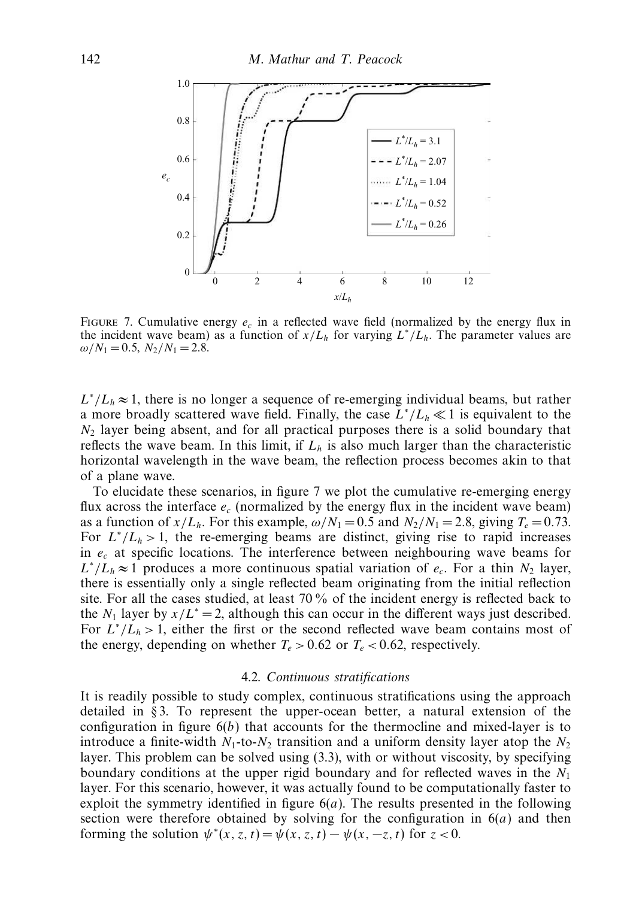FIGURE 7. Cumulative energy $e_c$ in a reflected wave field (normalized by the energy flux in the incident wave beam) as a function of $x/L_h$ for varying $L^*/L_h$. The parameter values are $\omega/N_1 = 0.5$, $N_2/N_1 = 2.8$.

$L^*/L_h \approx 1$, there is no longer a sequence of re-emerging individual beams, but rather a more broadly scattered wave field. Finally, the case $L^*/L_h \ll 1$ is equivalent to the $N_2$ layer being absent, and for all practical purposes there is a solid boundary that reflects the wave beam. In this limit, if $L_h$ is also much larger than the characteristic horizontal wavelength in the wave beam, the reflection process becomes akin to that of a plane wave.

To elucidate these scenarios, in figure 7 we plot the cumulative re-emerging energy flux across the interface $e_c$ (normalized by the energy flux in the incident wave beam) as a function of $x/L_h$. For this example, $\omega/N_1 = 0.5$ and $N_2/N_1 = 2.8$, giving $T_e = 0.73$. For $L^*/L_h > 1$, the re-emerging beams are distinct, giving rise to rapid increases in $e_c$ at specific locations. The interference between neighbouring wave beams for $L^*/L_h \approx 1$ produces a more continuous spatial variation of $e_c$. For a thin $N_2$ layer, there is essentially only a single reflected beam originating from the initial reflection site. For all the cases studied, at least 70 % of the incident energy is reflected back to the $N_1$ layer by $x/L^* = 2$, although this can occur in the different ways just described. For $L^*/L_h > 1$, either the first or the second reflected wave beam contains most of the energy, depending on whether $T_e > 0.62$ or $T_e < 0.62$, respectively.

### 4.2. *Continuous stratifications*

It is readily possible to study complex, continuous stratifications using the approach detailed in § 3. To represent the upper-ocean better, a natural extension of the configuration in figure 6(*b*) that accounts for the thermocline and mixed-layer is to introduce a finite-width $N_1$-to-$N_2$ transition and a uniform density layer atop the $N_2$ layer. This problem can be solved using (3.3), with or without viscosity, by specifying boundary conditions at the upper rigid boundary and for reflected waves in the $N_1$ layer. For this scenario, however, it was actually found to be computationally faster to exploit the symmetry identified in figure 6(*a*). The results presented in the following section were therefore obtained by solving for the configuration in 6(*a*) and then forming the solution $\psi^*(x, z, t) = \psi(x, z, t) - \psi(x, -z, t)$ for $z < 0$.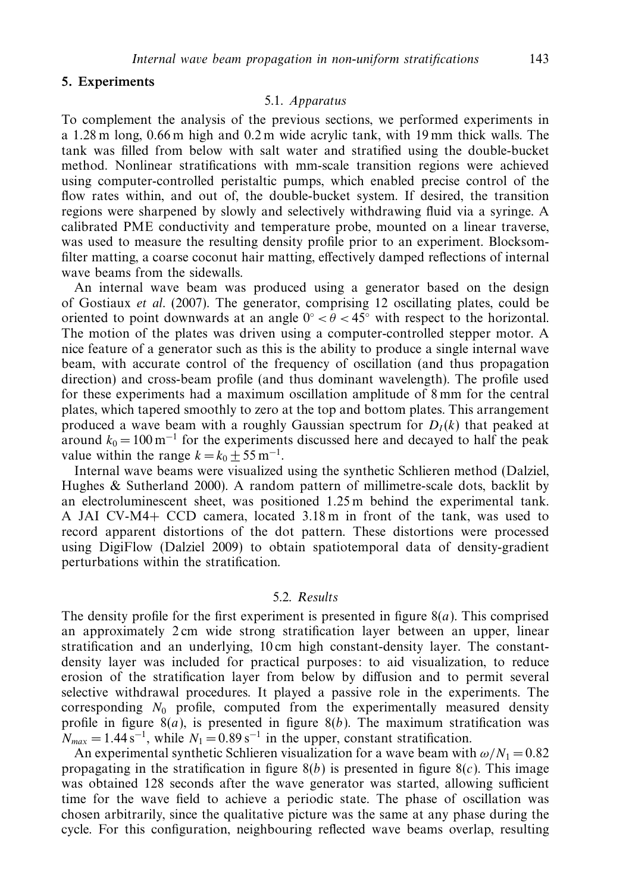## 5. Experiments

### 5.1. *Apparatus*

To complement the analysis of the previous sections, we performed experiments in a 1.28 m long, 0.66 m high and 0.2 m wide acrylic tank, with 19 mm thick walls. The tank was filled from below with salt water and stratified using the double-bucket method. Nonlinear stratifications with mm-scale transition regions were achieved using computer-controlled peristaltic pumps, which enabled precise control of the flow rates within, and out of, the double-bucket system. If desired, the transition regions were sharpened by slowly and selectively withdrawing fluid via a syringe. A calibrated PME conductivity and temperature probe, mounted on a linear traverse, was used to measure the resulting density profile prior to an experiment. Blocksom-filter matting, a coarse coconut hair matting, effectively damped reflections of internal wave beams from the sidewalls.

An internal wave beam was produced using a generator based on the design of Gostiaux *et al.* (2007). The generator, comprising 12 oscillating plates, could be oriented to point downwards at an angle $0^\circ < \theta < 45^\circ$ with respect to the horizontal. The motion of the plates was driven using a computer-controlled stepper motor. A nice feature of a generator such as this is the ability to produce a single internal wave beam, with accurate control of the frequency of oscillation (and thus propagation direction) and cross-beam profile (and thus dominant wavelength). The profile used for these experiments had a maximum oscillation amplitude of 8 mm for the central plates, which tapered smoothly to zero at the top and bottom plates. This arrangement produced a wave beam with a roughly Gaussian spectrum for $D_I(k)$ that peaked at around $k_0 = 100\,\mathrm{m}^{-1}$ for the experiments discussed here and decayed to half the peak value within the range $k = k_0 \pm 55\,\mathrm{m}^{-1}$.

Internal wave beams were visualized using the synthetic Schlieren method (Dalziel, Hughes & Sutherland 2000). A random pattern of millimetre-scale dots, backlit by an electroluminescent sheet, was positioned 1.25 m behind the experimental tank. A JAI CV-M4+ CCD camera, located 3.18 m in front of the tank, was used to record apparent distortions of the dot pattern. These distortions were processed using DigiFlow (Dalziel 2009) to obtain spatiotemporal data of density-gradient perturbations within the stratification.

### 5.2. *Results*

The density profile for the first experiment is presented in figure 8(*a*). This comprised an approximately 2 cm wide strong stratification layer between an upper, linear stratification and an underlying, 10 cm high constant-density layer. The constant-density layer was included for practical purposes: to aid visualization, to reduce erosion of the stratification layer from below by diffusion and to permit several selective withdrawal procedures. It played a passive role in the experiments. The corresponding $N_0$ profile, computed from the experimentally measured density profile in figure 8(*a*), is presented in figure 8(*b*). The maximum stratification was $N_{max} = 1.44\,\mathrm{s}^{-1}$, while $N_1 = 0.89\,\mathrm{s}^{-1}$ in the upper, constant stratification.

An experimental synthetic Schlieren visualization for a wave beam with $\omega/N_1 = 0.82$ propagating in the stratification in figure 8(*b*) is presented in figure 8(*c*). This image was obtained 128 seconds after the wave generator was started, allowing sufficient time for the wave field to achieve a periodic state. The phase of oscillation was chosen arbitrarily, since the qualitative picture was the same at any phase during the cycle. For this configuration, neighbouring reflected wave beams overlap, resulting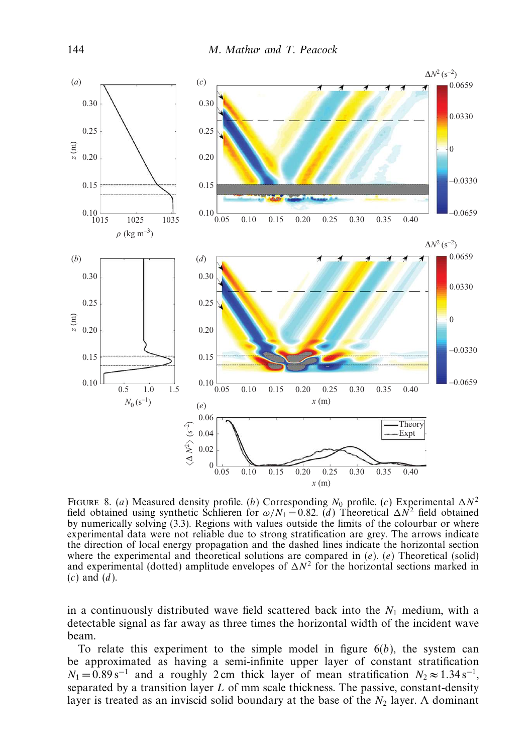FIGURE 8. (*a*) Measured density profile. (*b*) Corresponding $N_0$ profile. (*c*) Experimental $\Delta N^2$ field obtained using synthetic Schlieren for $\omega/N_1 = 0.82$. (*d*) Theoretical $\Delta N^2$ field obtained by numerically solving (3.3). Regions with values outside the limits of the colourbar or where experimental data were not reliable due to strong stratification are grey. The arrows indicate the direction of local energy propagation and the dashed lines indicate the horizontal section where the experimental and theoretical solutions are compared in (*e*). (*e*) Theoretical (solid) and experimental (dotted) amplitude envelopes of $\Delta N^2$ for the horizontal sections marked in (*c*) and (*d*).

in a continuously distributed wave field scattered back into the $N_1$ medium, with a detectable signal as far away as three times the horizontal width of the incident wave beam.

To relate this experiment to the simple model in figure 6(*b*), the system can be approximated as having a semi-infinite upper layer of constant stratification $N_1 = 0.89\,\text{s}^{-1}$ and a roughly 2 cm thick layer of mean stratification $N_2 \approx 1.34\,\text{s}^{-1}$, separated by a transition layer $L$ of mm scale thickness. The passive, constant-density layer is treated as an inviscid solid boundary at the base of the $N_2$ layer. A dominant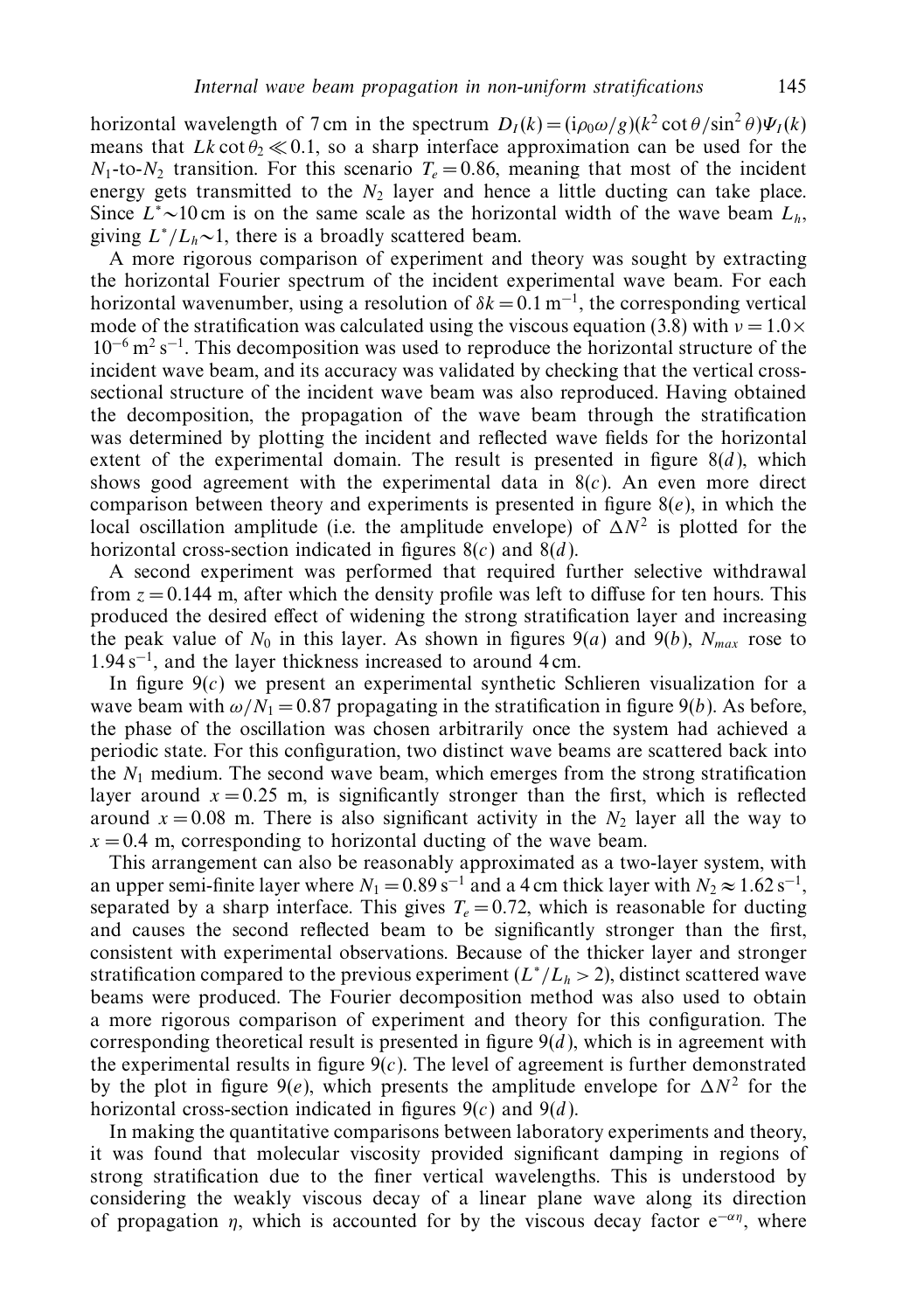horizontal wavelength of 7 cm in the spectrum $D_I(k) = (i\rho_0\omega/g)(k^2 \cot\theta/\sin^2\theta)\Psi_I(k)$ means that $Lk \cot\theta_2 \ll 0.1$, so a sharp interface approximation can be used for the $N_1$-to-$N_2$ transition. For this scenario $T_e = 0.86$, meaning that most of the incident energy gets transmitted to the $N_2$ layer and hence a little ducting can take place. Since $L^* \sim 10$ cm is on the same scale as the horizontal width of the wave beam $L_h$, giving $L^*/L_h \sim 1$, there is a broadly scattered beam.

A more rigorous comparison of experiment and theory was sought by extracting the horizontal Fourier spectrum of the incident experimental wave beam. For each horizontal wavenumber, using a resolution of $\delta k = 0.1\ \mathrm{m}^{-1}$, the corresponding vertical mode of the stratification was calculated using the viscous equation (3.8) with $\nu = 1.0 \times 10^{-6}\ \mathrm{m}^2\ \mathrm{s}^{-1}$. This decomposition was used to reproduce the horizontal structure of the incident wave beam, and its accuracy was validated by checking that the vertical cross-sectional structure of the incident wave beam was also reproduced. Having obtained the decomposition, the propagation of the wave beam through the stratification was determined by plotting the incident and reflected wave fields for the horizontal extent of the experimental domain. The result is presented in figure 8(*d*), which shows good agreement with the experimental data in 8(*c*). An even more direct comparison between theory and experiments is presented in figure 8(*e*), in which the local oscillation amplitude (i.e. the amplitude envelope) of $\Delta N^2$ is plotted for the horizontal cross-section indicated in figures 8(*c*) and 8(*d*).

A second experiment was performed that required further selective withdrawal from $z = 0.144$ m, after which the density profile was left to diffuse for ten hours. This produced the desired effect of widening the strong stratification layer and increasing the peak value of $N_0$ in this layer. As shown in figures 9(*a*) and 9(*b*), $N_{max}$ rose to $1.94\ \mathrm{s}^{-1}$, and the layer thickness increased to around 4 cm.

In figure 9(*c*) we present an experimental synthetic Schlieren visualization for a wave beam with $\omega/N_1 = 0.87$ propagating in the stratification in figure 9(*b*). As before, the phase of the oscillation was chosen arbitrarily once the system had achieved a periodic state. For this configuration, two distinct wave beams are scattered back into the $N_1$ medium. The second wave beam, which emerges from the strong stratification layer around $x = 0.25$ m, is significantly stronger than the first, which is reflected around $x = 0.08$ m. There is also significant activity in the $N_2$ layer all the way to $x = 0.4$ m, corresponding to horizontal ducting of the wave beam.

This arrangement can also be reasonably approximated as a two-layer system, with an upper semi-finite layer where $N_1 = 0.89\ \mathrm{s}^{-1}$ and a 4 cm thick layer with $N_2 \approx 1.62\ \mathrm{s}^{-1}$, separated by a sharp interface. This gives $T_e = 0.72$, which is reasonable for ducting and causes the second reflected beam to be significantly stronger than the first, consistent with experimental observations. Because of the thicker layer and stronger stratification compared to the previous experiment ($L^*/L_h > 2$), distinct scattered wave beams were produced. The Fourier decomposition method was also used to obtain a more rigorous comparison of experiment and theory for this configuration. The corresponding theoretical result is presented in figure 9(*d*), which is in agreement with the experimental results in figure 9(*c*). The level of agreement is further demonstrated by the plot in figure 9(*e*), which presents the amplitude envelope for $\Delta N^2$ for the horizontal cross-section indicated in figures 9(*c*) and 9(*d*).

In making the quantitative comparisons between laboratory experiments and theory, it was found that molecular viscosity provided significant damping in regions of strong stratification due to the finer vertical wavelengths. This is understood by considering the weakly viscous decay of a linear plane wave along its direction of propagation $\eta$, which is accounted for by the viscous decay factor $e^{-\alpha\eta}$, where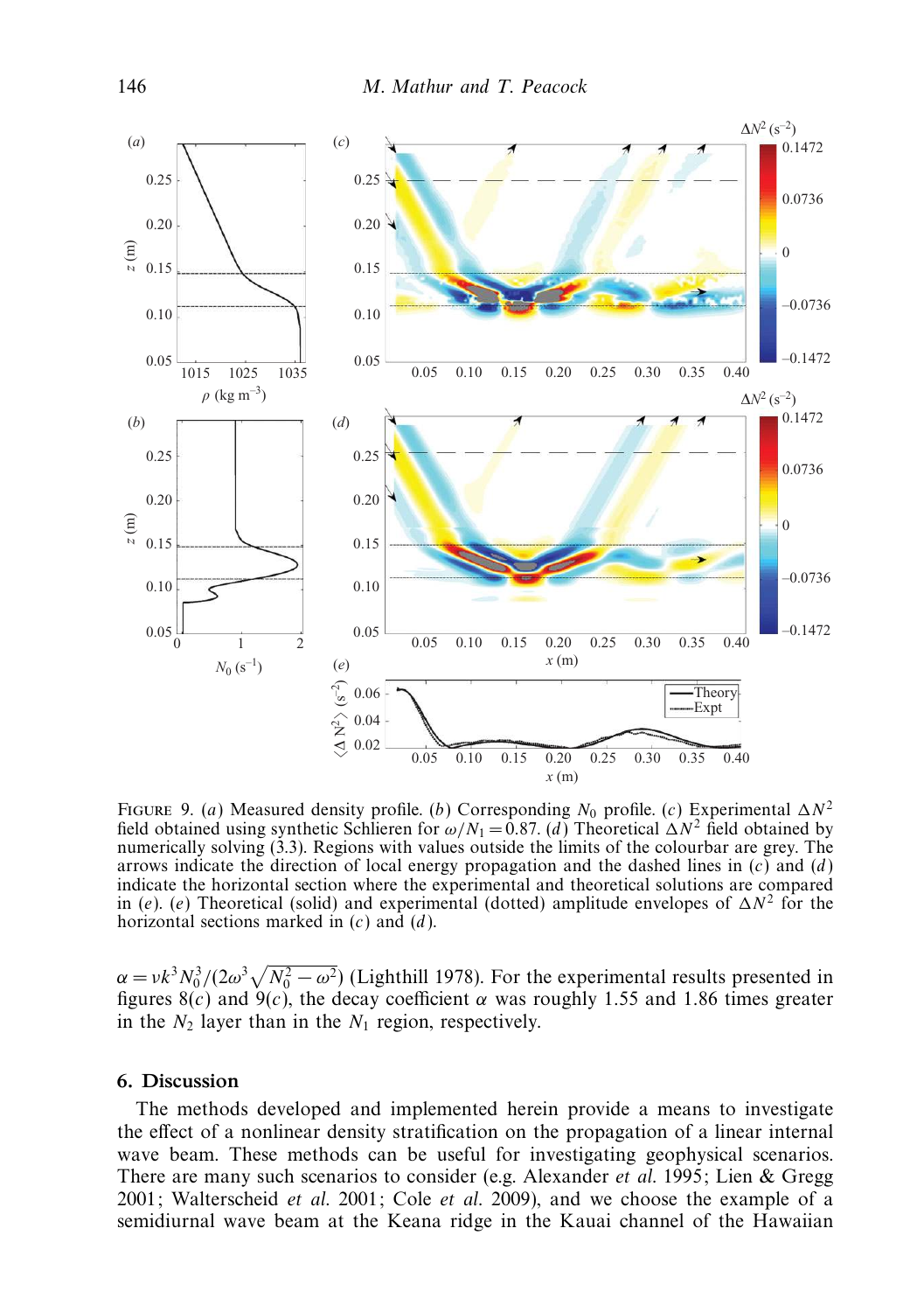FIGURE 9. (*a*) Measured density profile. (*b*) Corresponding $N_0$ profile. (*c*) Experimental $\Delta N^2$ field obtained using synthetic Schlieren for $\omega/N_1 = 0.87$. (*d*) Theoretical $\Delta N^2$ field obtained by numerically solving (3.3). Regions with values outside the limits of the colourbar are grey. The arrows indicate the direction of local energy propagation and the dashed lines in (*c*) and (*d*) indicate the horizontal section where the experimental and theoretical solutions are compared in (*e*). (*e*) Theoretical (solid) and experimental (dotted) amplitude envelopes of $\Delta N^2$ for the horizontal sections marked in (*c*) and (*d*).

$\alpha = \nu k^3 N_0^3/(2\omega^3\sqrt{N_0^2 - \omega^2})$ (Lighthill 1978). For the experimental results presented in figures 8(*c*) and 9(*c*), the decay coefficient $\alpha$ was roughly 1.55 and 1.86 times greater in the $N_2$ layer than in the $N_1$ region, respectively.

## 6. Discussion

The methods developed and implemented herein provide a means to investigate the effect of a nonlinear density stratification on the propagation of a linear internal wave beam. These methods can be useful for investigating geophysical scenarios. There are many such scenarios to consider (e.g. Alexander *et al.* 1995; Lien & Gregg 2001; Walterscheid *et al.* 2001; Cole *et al.* 2009), and we choose the example of a semidiurnal wave beam at the Keana ridge in the Kauai channel of the Hawaiian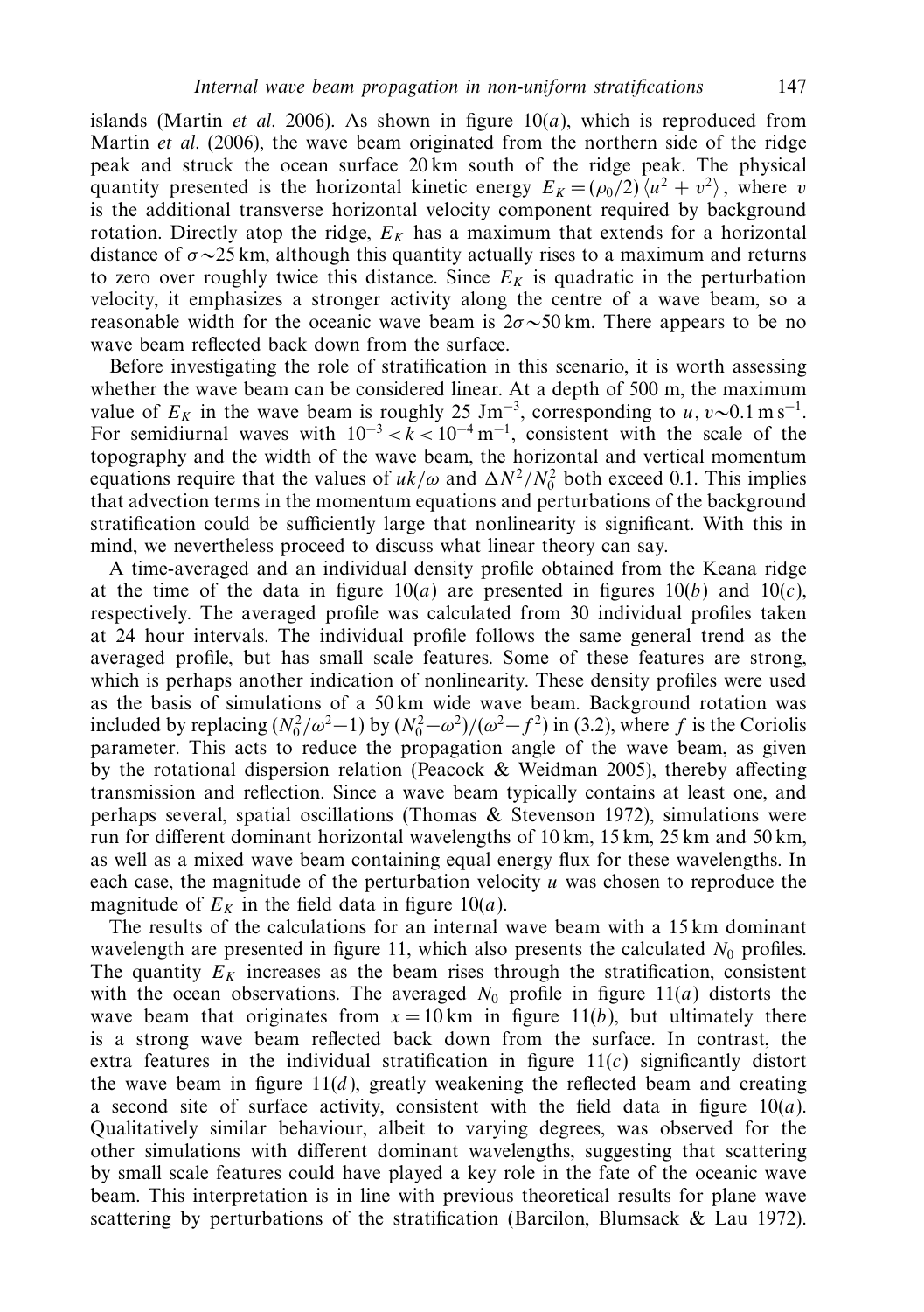islands (Martin *et al.* 2006). As shown in figure 10(*a*), which is reproduced from Martin *et al.* (2006), the wave beam originated from the northern side of the ridge peak and struck the ocean surface 20 km south of the ridge peak. The physical quantity presented is the horizontal kinetic energy $E_K = (\rho_0/2)\langle u^2 + v^2\rangle$, where $v$ is the additional transverse horizontal velocity component required by background rotation. Directly atop the ridge, $E_K$ has a maximum that extends for a horizontal distance of $\sigma \sim 25$ km, although this quantity actually rises to a maximum and returns to zero over roughly twice this distance. Since $E_K$ is quadratic in the perturbation velocity, it emphasizes a stronger activity along the centre of a wave beam, so a reasonable width for the oceanic wave beam is $2\sigma \sim 50$ km. There appears to be no wave beam reflected back down from the surface.

Before investigating the role of stratification in this scenario, it is worth assessing whether the wave beam can be considered linear. At a depth of 500 m, the maximum value of $E_K$ in the wave beam is roughly 25 J m$^{-3}$, corresponding to $u, v \sim 0.1$ m s$^{-1}$. For semidiurnal waves with $10^{-3} < k < 10^{-4}$ m$^{-1}$, consistent with the scale of the topography and the width of the wave beam, the horizontal and vertical momentum equations require that the values of $uk/\omega$ and $\Delta N^2/N_0^2$ both exceed 0.1. This implies that advection terms in the momentum equations and perturbations of the background stratification could be sufficiently large that nonlinearity is significant. With this in mind, we nevertheless proceed to discuss what linear theory can say.

A time-averaged and an individual density profile obtained from the Keana ridge at the time of the data in figure 10(*a*) are presented in figures 10(*b*) and 10(*c*), respectively. The averaged profile was calculated from 30 individual profiles taken at 24 hour intervals. The individual profile follows the same general trend as the averaged profile, but has small scale features. Some of these features are strong, which is perhaps another indication of nonlinearity. These density profiles were used as the basis of simulations of a 50 km wide wave beam. Background rotation was included by replacing $(N_0^2/\omega^2 - 1)$ by $(N_0^2 - \omega^2)/(\omega^2 - f^2)$ in (3.2), where $f$ is the Coriolis parameter. This acts to reduce the propagation angle of the wave beam, as given by the rotational dispersion relation (Peacock & Weidman 2005), thereby affecting transmission and reflection. Since a wave beam typically contains at least one, and perhaps several, spatial oscillations (Thomas & Stevenson 1972), simulations were run for different dominant horizontal wavelengths of 10 km, 15 km, 25 km and 50 km, as well as a mixed wave beam containing equal energy flux for these wavelengths. In each case, the magnitude of the perturbation velocity $u$ was chosen to reproduce the magnitude of $E_K$ in the field data in figure 10(*a*).

The results of the calculations for an internal wave beam with a 15 km dominant wavelength are presented in figure 11, which also presents the calculated $N_0$ profiles. The quantity $E_K$ increases as the beam rises through the stratification, consistent with the ocean observations. The averaged $N_0$ profile in figure 11(*a*) distorts the wave beam that originates from $x = 10$ km in figure 11(*b*), but ultimately there is a strong wave beam reflected back down from the surface. In contrast, the extra features in the individual stratification in figure 11(*c*) significantly distort the wave beam in figure 11(*d*), greatly weakening the reflected beam and creating a second site of surface activity, consistent with the field data in figure 10(*a*). Qualitatively similar behaviour, albeit to varying degrees, was observed for the other simulations with different dominant wavelengths, suggesting that scattering by small scale features could have played a key role in the fate of the oceanic wave beam. This interpretation is in line with previous theoretical results for plane wave scattering by perturbations of the stratification (Barcilon, Blumsack & Lau 1972).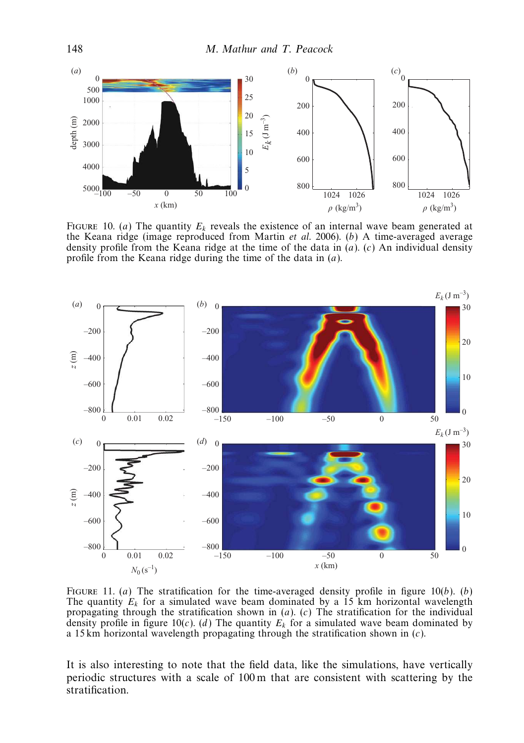FIGURE 10. ($a$) The quantity $E_k$ reveals the existence of an internal wave beam generated at the Keana ridge (image reproduced from Martin *et al.* 2006). ($b$) A time-averaged average density profile from the Keana ridge at the time of the data in ($a$). ($c$) An individual density profile from the Keana ridge during the time of the data in ($a$).

FIGURE 11. ($a$) The stratification for the time-averaged density profile in figure 10($b$). ($b$) The quantity $E_k$ for a simulated wave beam dominated by a 15 km horizontal wavelength propagating through the stratification shown in ($a$). ($c$) The stratification for the individual density profile in figure 10($c$). ($d$) The quantity $E_k$ for a simulated wave beam dominated by a 15 km horizontal wavelength propagating through the stratification shown in ($c$).

It is also interesting to note that the field data, like the simulations, have vertically periodic structures with a scale of 100 m that are consistent with scattering by the stratification.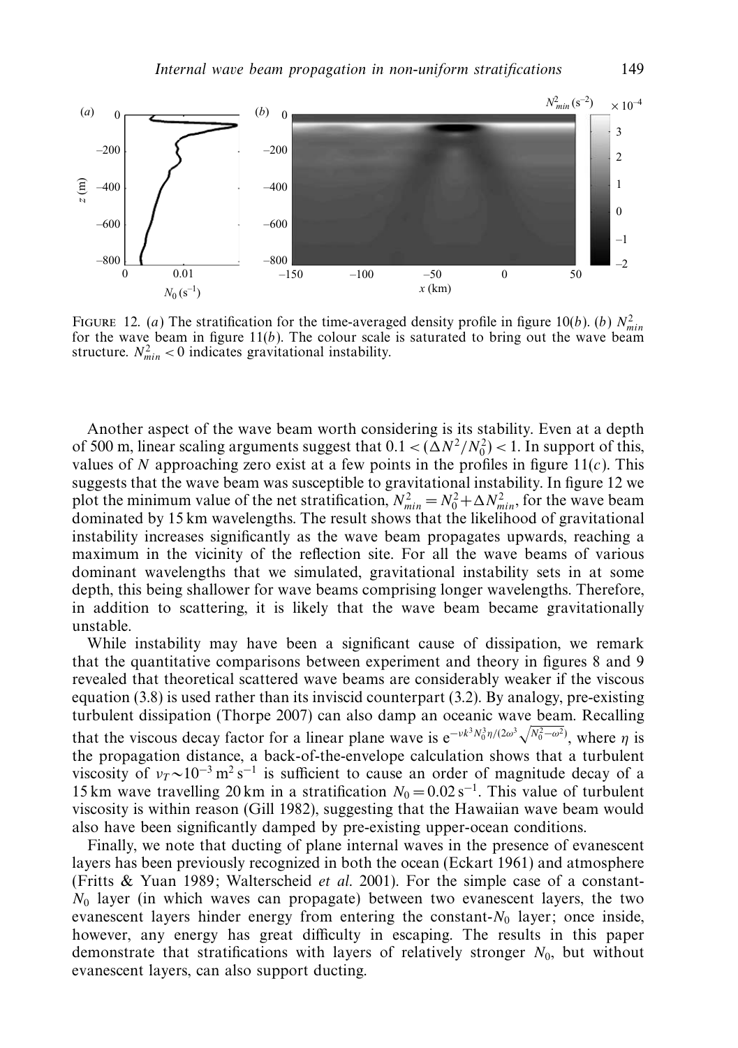FIGURE 12. (*a*) The stratification for the time-averaged density profile in figure 10(*b*). (*b*) $N^2_{min}$ for the wave beam in figure 11(*b*). The colour scale is saturated to bring out the wave beam structure. $N^2_{min} < 0$ indicates gravitational instability.

Another aspect of the wave beam worth considering is its stability. Even at a depth of 500 m, linear scaling arguments suggest that $0.1 < (\Delta N^2/N_0^2) < 1$. In support of this, values of $N$ approaching zero exist at a few points in the profiles in figure 11(*c*). This suggests that the wave beam was susceptible to gravitational instability. In figure 12 we plot the minimum value of the net stratification, $N^2_{min} = N_0^2 + \Delta N^2_{min}$, for the wave beam dominated by 15 km wavelengths. The result shows that the likelihood of gravitational instability increases significantly as the wave beam propagates upwards, reaching a maximum in the vicinity of the reflection site. For all the wave beams of various dominant wavelengths that we simulated, gravitational instability sets in at some depth, this being shallower for wave beams comprising longer wavelengths. Therefore, in addition to scattering, it is likely that the wave beam became gravitationally unstable.

While instability may have been a significant cause of dissipation, we remark that the quantitative comparisons between experiment and theory in figures 8 and 9 revealed that theoretical scattered wave beams are considerably weaker if the viscous equation (3.8) is used rather than its inviscid counterpart (3.2). By analogy, pre-existing turbulent dissipation (Thorpe 2007) can also damp an oceanic wave beam. Recalling that the viscous decay factor for a linear plane wave is $e^{-\nu k^3 N_0^3 \eta/(2\omega^3 \sqrt{N_0^2-\omega^2})}$, where $\eta$ is the propagation distance, a back-of-the-envelope calculation shows that a turbulent viscosity of $\nu_T \sim 10^{-3}\,\mathrm{m^2\,s^{-1}}$ is sufficient to cause an order of magnitude decay of a 15 km wave travelling 20 km in a stratification $N_0 = 0.02\,\mathrm{s^{-1}}$. This value of turbulent viscosity is within reason (Gill 1982), suggesting that the Hawaiian wave beam would also have been significantly damped by pre-existing upper-ocean conditions.

Finally, we note that ducting of plane internal waves in the presence of evanescent layers has been previously recognized in both the ocean (Eckart 1961) and atmosphere (Fritts & Yuan 1989; Walterscheid *et al.* 2001). For the simple case of a constant-$N_0$ layer (in which waves can propagate) between two evanescent layers, the two evanescent layers hinder energy from entering the constant-$N_0$ layer; once inside, however, any energy has great difficulty in escaping. The results in this paper demonstrate that stratifications with layers of relatively stronger $N_0$, but without evanescent layers, can also support ducting.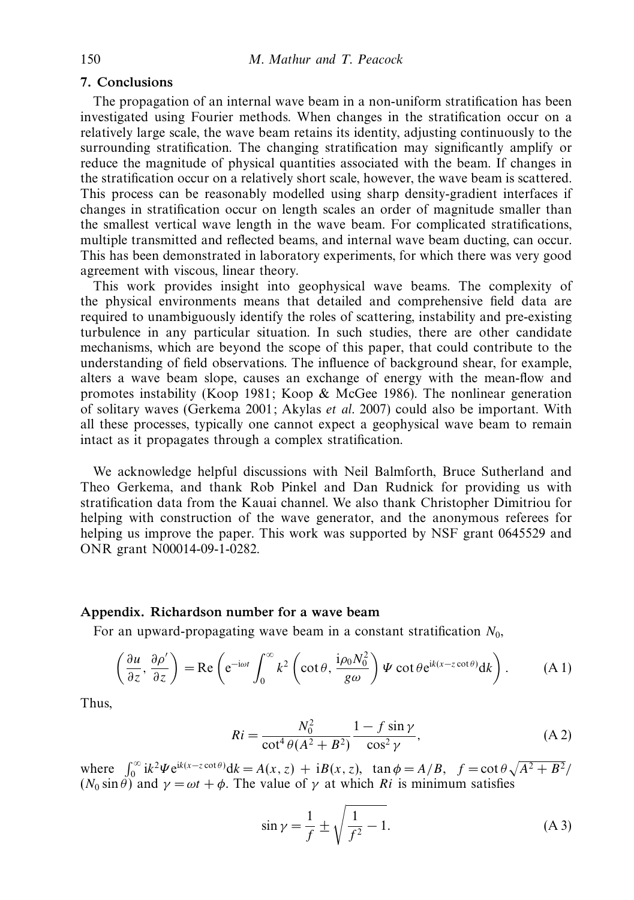## 7. Conclusions

The propagation of an internal wave beam in a non-uniform stratification has been investigated using Fourier methods. When changes in the stratification occur on a relatively large scale, the wave beam retains its identity, adjusting continuously to the surrounding stratification. The changing stratification may significantly amplify or reduce the magnitude of physical quantities associated with the beam. If changes in the stratification occur on a relatively short scale, however, the wave beam is scattered. This process can be reasonably modelled using sharp density-gradient interfaces if changes in stratification occur on length scales an order of magnitude smaller than the smallest vertical wave length in the wave beam. For complicated stratifications, multiple transmitted and reflected beams, and internal wave beam ducting, can occur. This has been demonstrated in laboratory experiments, for which there was very good agreement with viscous, linear theory.

This work provides insight into geophysical wave beams. The complexity of the physical environments means that detailed and comprehensive field data are required to unambiguously identify the roles of scattering, instability and pre-existing turbulence in any particular situation. In such studies, there are other candidate mechanisms, which are beyond the scope of this paper, that could contribute to the understanding of field observations. The influence of background shear, for example, alters a wave beam slope, causes an exchange of energy with the mean-flow and promotes instability (Koop 1981; Koop & McGee 1986). The nonlinear generation of solitary waves (Gerkema 2001; Akylas *et al.* 2007) could also be important. With all these processes, typically one cannot expect a geophysical wave beam to remain intact as it propagates through a complex stratification.

We acknowledge helpful discussions with Neil Balmforth, Bruce Sutherland and Theo Gerkema, and thank Rob Pinkel and Dan Rudnick for providing us with stratification data from the Kauai channel. We also thank Christopher Dimitriou for helping with construction of the wave generator, and the anonymous referees for helping us improve the paper. This work was supported by NSF grant 0645529 and ONR grant N00014-09-1-0282.

## Appendix. Richardson number for a wave beam

For an upward-propagating wave beam in a constant stratification $N_0$,

$$\left(\frac{\partial u}{\partial z}, \frac{\partial \rho'}{\partial z}\right) = \mathrm{Re}\left(\mathrm{e}^{-\mathrm{i}\omega t}\int_0^\infty k^2\left(\cot\theta, \frac{\mathrm{i}\rho_0 N_0^2}{g\omega}\right)\Psi\cot\theta\,\mathrm{e}^{\mathrm{i}k(x-z\cot\theta)}\mathrm{d}k\right). \tag{A 1}$$

Thus,

$$Ri = \frac{N_0^2}{\cot^4\theta(A^2+B^2)}\frac{1-f\sin\gamma}{\cos^2\gamma}, \tag{A 2}$$

where $\int_0^\infty \mathrm{i}k^2\Psi\mathrm{e}^{\mathrm{i}k(x-z\cot\theta)}\mathrm{d}k = A(x,z) + \mathrm{i}B(x,z)$, $\tan\phi = A/B$, $f = \cot\theta\sqrt{A^2+B^2}/(N_0\sin\theta)$ and $\gamma = \omega t + \phi$. The value of $\gamma$ at which $Ri$ is minimum satisfies

$$\sin\gamma = \frac{1}{f} \pm \sqrt{\frac{1}{f^2} - 1}. \tag{A 3}$$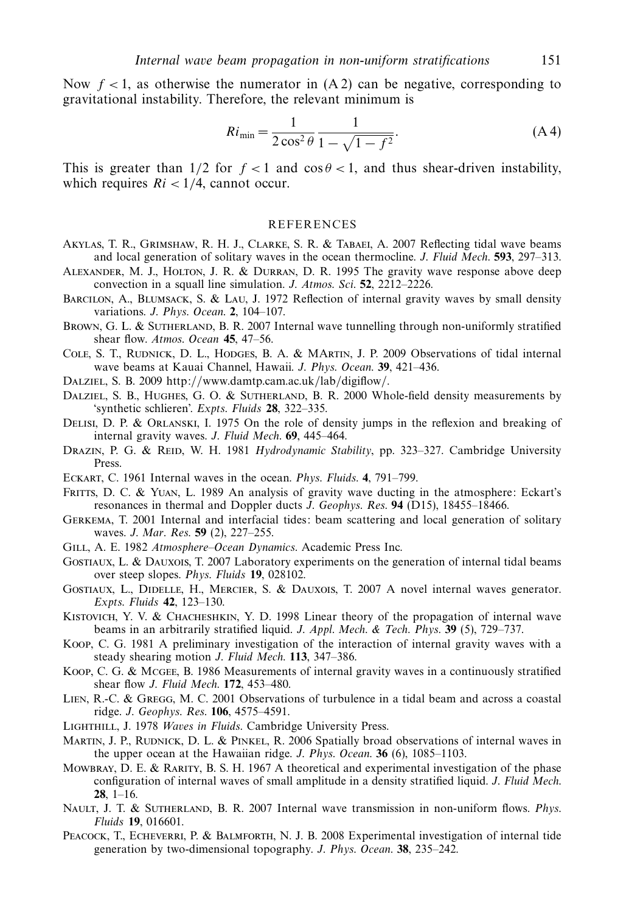Now $f < 1$, as otherwise the numerator in (A 2) can be negative, corresponding to gravitational instability. Therefore, the relevant minimum is

$$Ri_{\min} = \frac{1}{2\cos^2\theta}\frac{1}{1-\sqrt{1-f^2}}. \tag{A 4}$$

This is greater than $1/2$ for $f < 1$ and $\cos\theta < 1$, and thus shear-driven instability, which requires $Ri < 1/4$, cannot occur.

## REFERENCES

Akylas, T. R., Grimshaw, R. H. J., Clarke, S. R. & Tabaei, A. 2007 Reflecting tidal wave beams and local generation of solitary waves in the ocean thermocline. *J. Fluid Mech.* **593**, 297–313.

Alexander, M. J., Holton, J. R. & Durran, D. R. 1995 The gravity wave response above deep convection in a squall line simulation. *J. Atmos. Sci.* **52**, 2212–2226.

Barcilon, A., Blumsack, S. & Lau, J. 1972 Reflection of internal gravity waves by small density variations. *J. Phys. Ocean.* **2**, 104–107.

Brown, G. L. & Sutherland, B. R. 2007 Internal wave tunnelling through non-uniformly stratified shear flow. *Atmos. Ocean* **45**, 47–56.

Cole, S. T., Rudnick, D. L., Hodges, B. A. & MArtin, J. P. 2009 Observations of tidal internal wave beams at Kauai Channel, Hawaii. *J. Phys. Ocean.* **39**, 421–436.

Dalziel, S. B. 2009 http://www.damtp.cam.ac.uk/lab/digiflow/.

Dalziel, S. B., Hughes, G. O. & Sutherland, B. R. 2000 Whole-field density measurements by 'synthetic schlieren'. *Expts. Fluids* **28**, 322–335.

Delisi, D. P. & Orlanski, I. 1975 On the role of density jumps in the reflexion and breaking of internal gravity waves. *J. Fluid Mech.* **69**, 445–464.

Drazin, P. G. & Reid, W. H. 1981 *Hydrodynamic Stability*, pp. 323–327. Cambridge University Press.

Eckart, C. 1961 Internal waves in the ocean. *Phys. Fluids.* **4**, 791–799.

Fritts, D. C. & Yuan, L. 1989 An analysis of gravity wave ducting in the atmosphere: Eckart's resonances in thermal and Doppler ducts *J. Geophys. Res.* **94** (D15), 18455–18466.

Gerkema, T. 2001 Internal and interfacial tides: beam scattering and local generation of solitary waves. *J. Mar. Res.* **59** (2), 227–255.

Gill, A. E. 1982 *Atmosphere–Ocean Dynamics*. Academic Press Inc.

Gostiaux, L. & Dauxois, T. 2007 Laboratory experiments on the generation of internal tidal beams over steep slopes. *Phys. Fluids* **19**, 028102.

Gostiaux, L., Didelle, H., Mercier, S. & Dauxois, T. 2007 A novel internal waves generator. *Expts. Fluids* **42**, 123–130.

Kistovich, Y. V. & Chacheshkin, Y. D. 1998 Linear theory of the propagation of internal wave beams in an arbitrarily stratified liquid. *J. Appl. Mech. & Tech. Phys.* **39** (5), 729–737.

Koop, C. G. 1981 A preliminary investigation of the interaction of internal gravity waves with a steady shearing motion *J. Fluid Mech.* **113**, 347–386.

Koop, C. G. & Mcgee, B. 1986 Measurements of internal gravity waves in a continuously stratified shear flow *J. Fluid Mech.* **172**, 453–480.

Lien, R.-C. & Gregg, M. C. 2001 Observations of turbulence in a tidal beam and across a coastal ridge. *J. Geophys. Res.* **106**, 4575–4591.

Lighthill, J. 1978 *Waves in Fluids*. Cambridge University Press.

Martin, J. P., Rudnick, D. L. & Pinkel, R. 2006 Spatially broad observations of internal waves in the upper ocean at the Hawaiian ridge. *J. Phys. Ocean.* **36** (6), 1085–1103.

Mowbray, D. E. & Rarity, B. S. H. 1967 A theoretical and experimental investigation of the phase configuration of internal waves of small amplitude in a density stratified liquid. *J. Fluid Mech.* **28**, 1–16.

Nault, J. T. & Sutherland, B. R. 2007 Internal wave transmission in non-uniform flows. *Phys. Fluids* **19**, 016601.

Peacock, T., Echeverri, P. & Balmforth, N. J. B. 2008 Experimental investigation of internal tide generation by two-dimensional topography. *J. Phys. Ocean.* **38**, 235–242.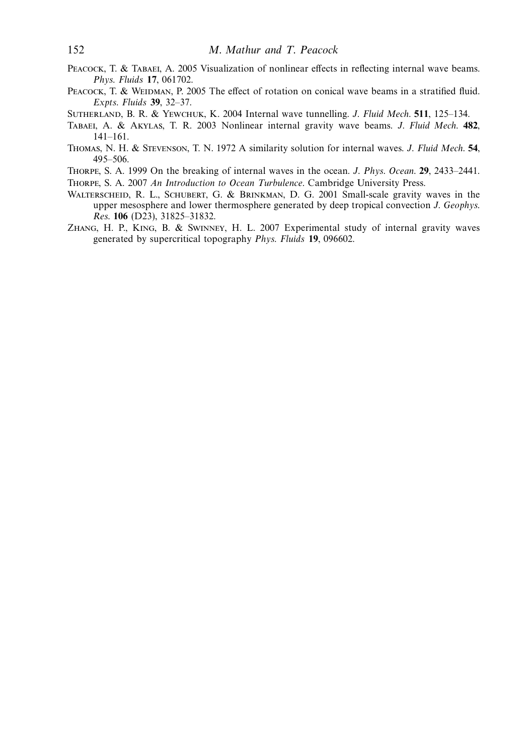Peacock, T. & Tabaei, A. 2005 Visualization of nonlinear effects in reflecting internal wave beams. *Phys. Fluids* **17**, 061702.

Peacock, T. & Weidman, P. 2005 The effect of rotation on conical wave beams in a stratified fluid. *Expts. Fluids* **39**, 32–37.

Sutherland, B. R. & Yewchuk, K. 2004 Internal wave tunnelling. *J. Fluid Mech.* **511**, 125–134.

Tabaei, A. & Akylas, T. R. 2003 Nonlinear internal gravity wave beams. *J. Fluid Mech.* **482**, 141–161.

Thomas, N. H. & Stevenson, T. N. 1972 A similarity solution for internal waves. *J. Fluid Mech.* **54**, 495–506.

Thorpe, S. A. 1999 On the breaking of internal waves in the ocean. *J. Phys. Ocean.* **29**, 2433–2441.

Thorpe, S. A. 2007 *An Introduction to Ocean Turbulence*. Cambridge University Press.

Walterscheid, R. L., Schubert, G. & Brinkman, D. G. 2001 Small-scale gravity waves in the upper mesosphere and lower thermosphere generated by deep tropical convection *J. Geophys. Res.* **106** (D23), 31825–31832.

Zhang, H. P., King, B. & Swinney, H. L. 2007 Experimental study of internal gravity waves generated by supercritical topography *Phys. Fluids* **19**, 096602.